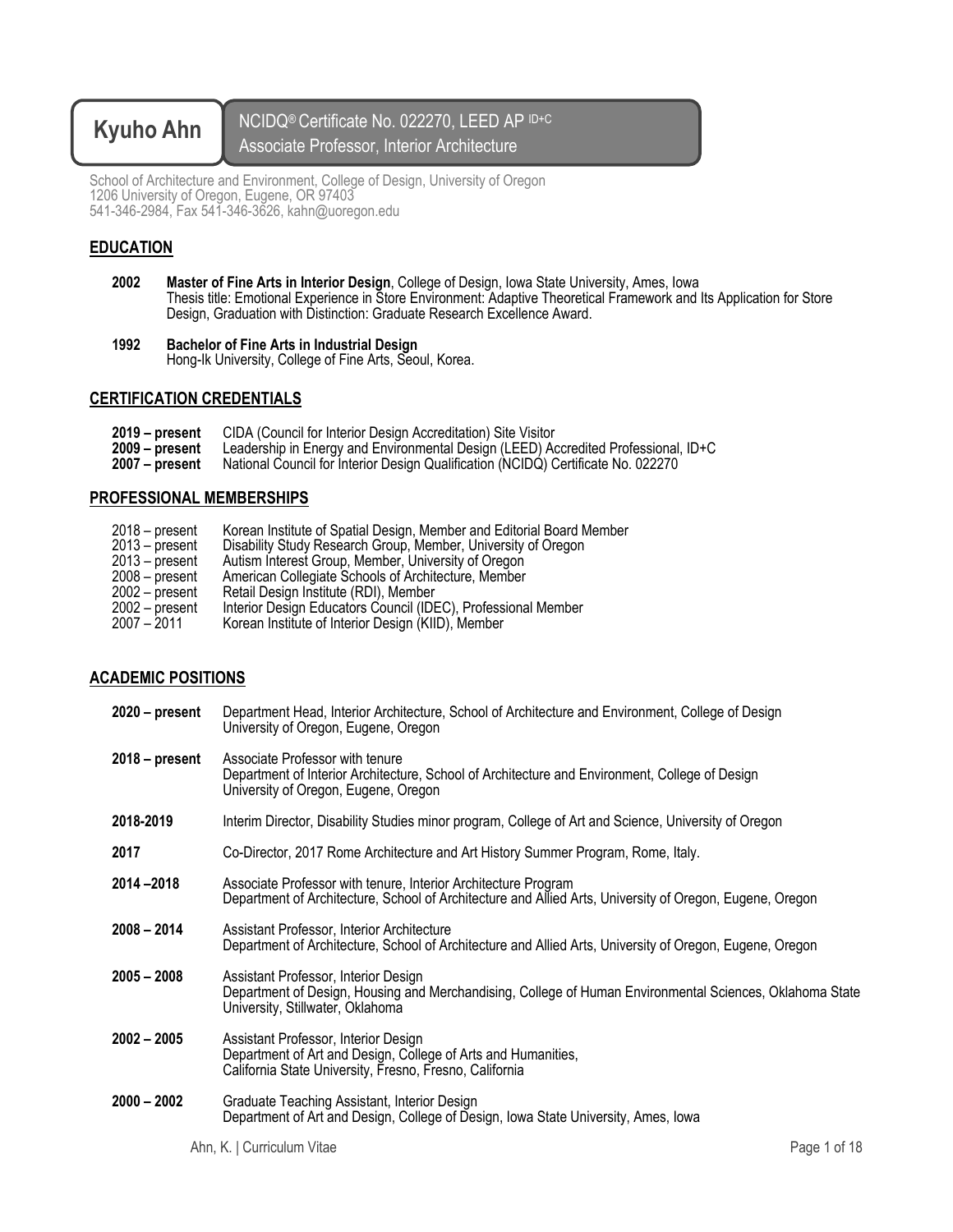# Kyuho Ahn

NCIDQ® Certificate No. 022270, LEED AP ID+C
Associate Professor, Interior Architecture

School of Architecture and Environment, College of Design, University of Oregon
1206 University of Oregon, Eugene, OR 97403
541-346-2984, Fax 541-346-3626, kahn@uoregon.edu

## EDUCATION

**2002** **Master of Fine Arts in Interior Design**, College of Design, Iowa State University, Ames, Iowa
Thesis title: Emotional Experience in Store Environment: Adaptive Theoretical Framework and Its Application for Store Design, Graduation with Distinction: Graduate Research Excellence Award.

**1992** **Bachelor of Fine Arts in Industrial Design**
Hong-Ik University, College of Fine Arts, Seoul, Korea.

## CERTIFICATION CREDENTIALS

**2019 – present** CIDA (Council for Interior Design Accreditation) Site Visitor
**2009 – present** Leadership in Energy and Environmental Design (LEED) Accredited Professional, ID+C
**2007 – present** National Council for Interior Design Qualification (NCIDQ) Certificate No. 022270

## PROFESSIONAL MEMBERSHIPS

2018 – present Korean Institute of Spatial Design, Member and Editorial Board Member
2013 – present Disability Study Research Group, Member, University of Oregon
2013 – present Autism Interest Group, Member, University of Oregon
2008 – present American Collegiate Schools of Architecture, Member
2002 – present Retail Design Institute (RDI), Member
2002 – present Interior Design Educators Council (IDEC), Professional Member
2007 – 2011 Korean Institute of Interior Design (KIID), Member

## ACADEMIC POSITIONS

**2020 – present** Department Head, Interior Architecture, School of Architecture and Environment, College of Design
University of Oregon, Eugene, Oregon

**2018 – present** Associate Professor with tenure
Department of Interior Architecture, School of Architecture and Environment, College of Design
University of Oregon, Eugene, Oregon

**2018-2019** Interim Director, Disability Studies minor program, College of Art and Science, University of Oregon

**2017** Co-Director, 2017 Rome Architecture and Art History Summer Program, Rome, Italy.

**2014 –2018** Associate Professor with tenure, Interior Architecture Program
Department of Architecture, School of Architecture and Allied Arts, University of Oregon, Eugene, Oregon

**2008 – 2014** Assistant Professor, Interior Architecture
Department of Architecture, School of Architecture and Allied Arts, University of Oregon, Eugene, Oregon

**2005 – 2008** Assistant Professor, Interior Design
Department of Design, Housing and Merchandising, College of Human Environmental Sciences, Oklahoma State University, Stillwater, Oklahoma

**2002 – 2005** Assistant Professor, Interior Design
Department of Art and Design, College of Arts and Humanities,
California State University, Fresno, Fresno, California

**2000 – 2002** Graduate Teaching Assistant, Interior Design
Department of Art and Design, College of Design, Iowa State University, Ames, Iowa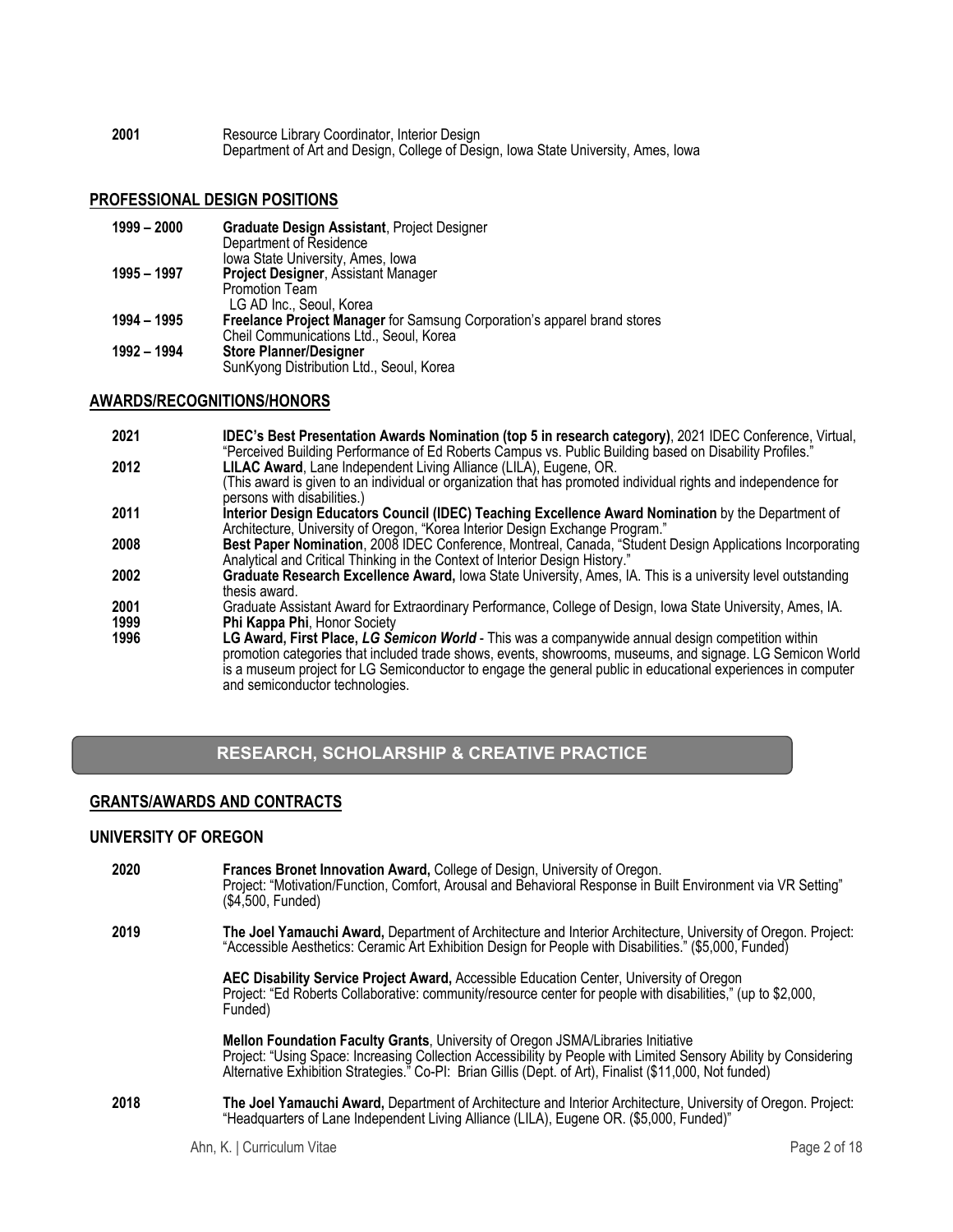**2001** Resource Library Coordinator, Interior Design
Department of Art and Design, College of Design, Iowa State University, Ames, Iowa

## PROFESSIONAL DESIGN POSITIONS

**1999 – 2000** **Graduate Design Assistant**, Project Designer
Department of Residence
Iowa State University, Ames, Iowa

**1995 – 1997** **Project Designer**, Assistant Manager
Promotion Team
LG AD Inc., Seoul, Korea

**1994 – 1995** **Freelance Project Manager** for Samsung Corporation's apparel brand stores
Cheil Communications Ltd., Seoul, Korea

**1992 – 1994** **Store Planner/Designer**
SunKyong Distribution Ltd., Seoul, Korea

## AWARDS/RECOGNITIONS/HONORS

**2021** **IDEC's Best Presentation Awards Nomination (top 5 in research category)**, 2021 IDEC Conference, Virtual, "Perceived Building Performance of Ed Roberts Campus vs. Public Building based on Disability Profiles."

**2012** **LILAC Award**, Lane Independent Living Alliance (LILA), Eugene, OR.
(This award is given to an individual or organization that has promoted individual rights and independence for persons with disabilities.)

**2011** **Interior Design Educators Council (IDEC) Teaching Excellence Award Nomination** by the Department of Architecture, University of Oregon, "Korea Interior Design Exchange Program."

**2008** **Best Paper Nomination**, 2008 IDEC Conference, Montreal, Canada, "Student Design Applications Incorporating Analytical and Critical Thinking in the Context of Interior Design History."

**2002** **Graduate Research Excellence Award,** Iowa State University, Ames, IA. This is a university level outstanding thesis award.

**2001** Graduate Assistant Award for Extraordinary Performance, College of Design, Iowa State University, Ames, IA.

**1999** **Phi Kappa Phi**, Honor Society

**1996** **LG Award, First Place, *LG Semicon World*** - This was a companywide annual design competition within promotion categories that included trade shows, events, showrooms, museums, and signage. LG Semicon World is a museum project for LG Semiconductor to engage the general public in educational experiences in computer and semiconductor technologies.

# RESEARCH, SCHOLARSHIP & CREATIVE PRACTICE

## GRANTS/AWARDS AND CONTRACTS

### UNIVERSITY OF OREGON

**2020** **Frances Bronet Innovation Award,** College of Design, University of Oregon.
Project: "Motivation/Function, Comfort, Arousal and Behavioral Response in Built Environment via VR Setting" ($4,500, Funded)

**2019** **The Joel Yamauchi Award,** Department of Architecture and Interior Architecture, University of Oregon. Project: "Accessible Aesthetics: Ceramic Art Exhibition Design for People with Disabilities." ($5,000, Funded)

**AEC Disability Service Project Award,** Accessible Education Center, University of Oregon
Project: "Ed Roberts Collaborative: community/resource center for people with disabilities," (up to $2,000, Funded)

**Mellon Foundation Faculty Grants**, University of Oregon JSMA/Libraries Initiative
Project: "Using Space: Increasing Collection Accessibility by People with Limited Sensory Ability by Considering Alternative Exhibition Strategies." Co-PI: Brian Gillis (Dept. of Art), Finalist ($11,000, Not funded)

**2018** **The Joel Yamauchi Award,** Department of Architecture and Interior Architecture, University of Oregon. Project: "Headquarters of Lane Independent Living Alliance (LILA), Eugene OR. ($5,000, Funded)"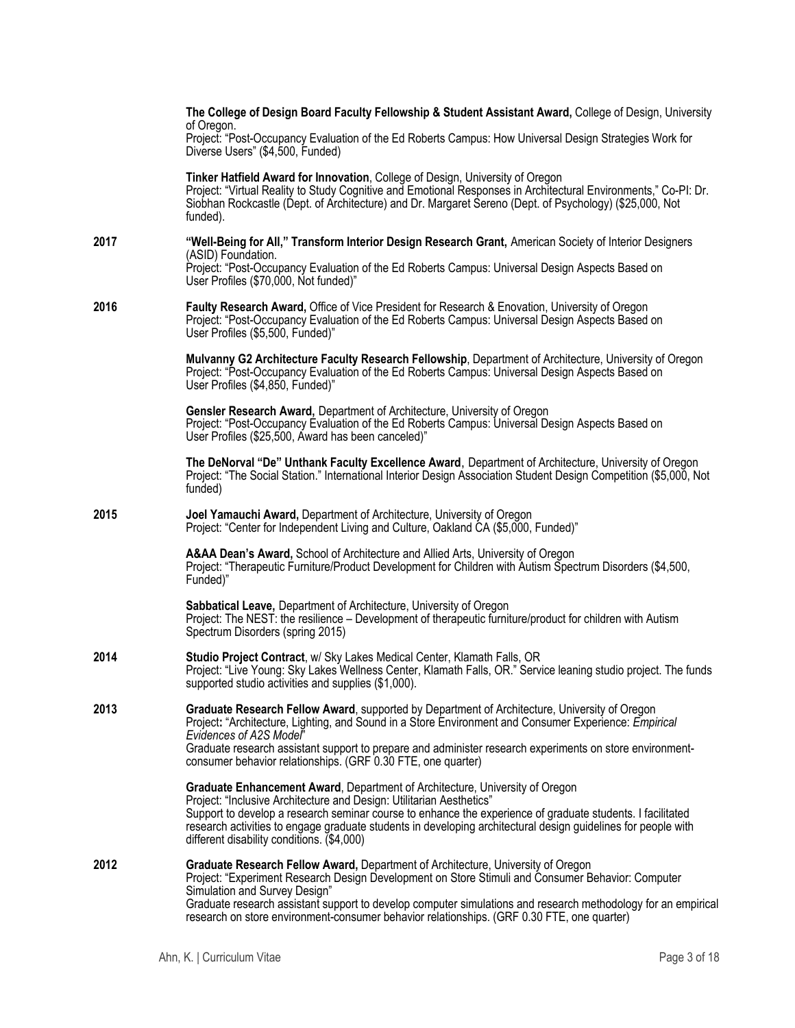**The College of Design Board Faculty Fellowship & Student Assistant Award,** College of Design, University of Oregon.
Project: "Post-Occupancy Evaluation of the Ed Roberts Campus: How Universal Design Strategies Work for Diverse Users" ($4,500, Funded)

**Tinker Hatfield Award for Innovation**, College of Design, University of Oregon
Project: "Virtual Reality to Study Cognitive and Emotional Responses in Architectural Environments," Co-PI: Dr. Siobhan Rockcastle (Dept. of Architecture) and Dr. Margaret Sereno (Dept. of Psychology) ($25,000, Not funded).

**2017**

**"Well-Being for All," Transform Interior Design Research Grant,** American Society of Interior Designers (ASID) Foundation.
Project: "Post-Occupancy Evaluation of the Ed Roberts Campus: Universal Design Aspects Based on User Profiles ($70,000, Not funded)"

**2016**

**Faulty Research Award,** Office of Vice President for Research & Enovation, University of Oregon
Project: "Post-Occupancy Evaluation of the Ed Roberts Campus: Universal Design Aspects Based on User Profiles ($5,500, Funded)"

**Mulvanny G2 Architecture Faculty Research Fellowship**, Department of Architecture, University of Oregon
Project: "Post-Occupancy Evaluation of the Ed Roberts Campus: Universal Design Aspects Based on User Profiles ($4,850, Funded)"

**Gensler Research Award,** Department of Architecture, University of Oregon
Project: "Post-Occupancy Evaluation of the Ed Roberts Campus: Universal Design Aspects Based on User Profiles ($25,500, Award has been canceled)"

**The DeNorval "De" Unthank Faculty Excellence Award**, Department of Architecture, University of Oregon
Project: "The Social Station." International Interior Design Association Student Design Competition ($5,000, Not funded)

**2015**

**Joel Yamauchi Award,** Department of Architecture, University of Oregon
Project: "Center for Independent Living and Culture, Oakland CA ($5,000, Funded)"

**A&AA Dean's Award,** School of Architecture and Allied Arts, University of Oregon
Project: "Therapeutic Furniture/Product Development for Children with Autism Spectrum Disorders ($4,500, Funded)"

**Sabbatical Leave,** Department of Architecture, University of Oregon
Project: The NEST: the resilience – Development of therapeutic furniture/product for children with Autism Spectrum Disorders (spring 2015)

**2014**

**Studio Project Contract**, w/ Sky Lakes Medical Center, Klamath Falls, OR
Project: "Live Young: Sky Lakes Wellness Center, Klamath Falls, OR." Service leaning studio project. The funds supported studio activities and supplies ($1,000).

**2013**

**Graduate Research Fellow Award**, supported by Department of Architecture, University of Oregon
Project**:** "Architecture, Lighting, and Sound in a Store Environment and Consumer Experience: *Empirical Evidences of A2S Model*"
Graduate research assistant support to prepare and administer research experiments on store environment-consumer behavior relationships. (GRF 0.30 FTE, one quarter)

**Graduate Enhancement Award**, Department of Architecture, University of Oregon
Project: "Inclusive Architecture and Design: Utilitarian Aesthetics"
Support to develop a research seminar course to enhance the experience of graduate students. I facilitated research activities to engage graduate students in developing architectural design guidelines for people with different disability conditions. ($4,000)

**2012**

**Graduate Research Fellow Award,** Department of Architecture, University of Oregon
Project: "Experiment Research Design Development on Store Stimuli and Consumer Behavior: Computer Simulation and Survey Design"
Graduate research assistant support to develop computer simulations and research methodology for an empirical research on store environment-consumer behavior relationships. (GRF 0.30 FTE, one quarter)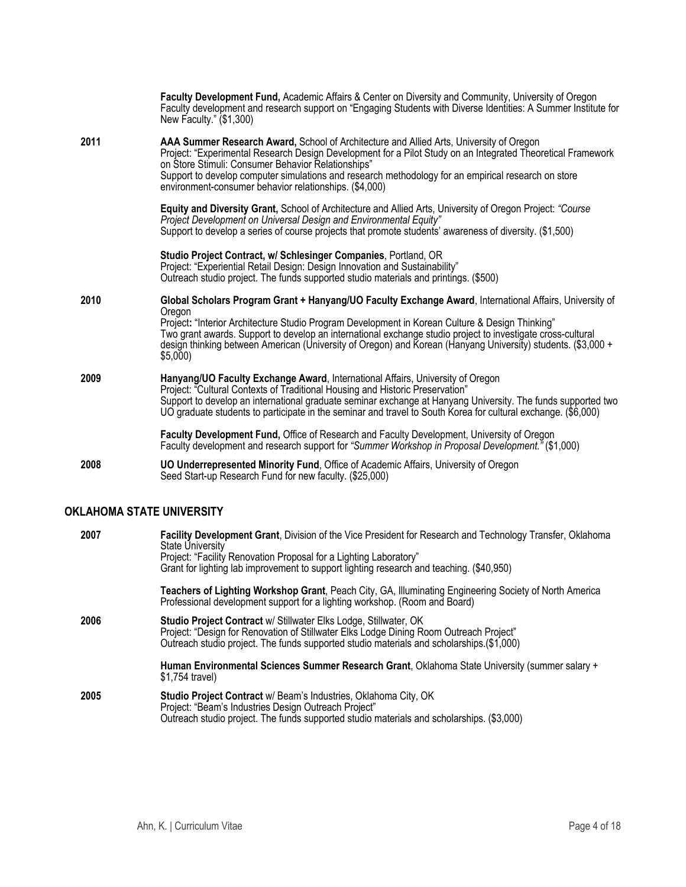**Faculty Development Fund,** Academic Affairs & Center on Diversity and Community, University of Oregon
Faculty development and research support on "Engaging Students with Diverse Identities: A Summer Institute for New Faculty." ($1,300)

**2011**

**AAA Summer Research Award,** School of Architecture and Allied Arts, University of Oregon
Project: "Experimental Research Design Development for a Pilot Study on an Integrated Theoretical Framework on Store Stimuli: Consumer Behavior Relationships"
Support to develop computer simulations and research methodology for an empirical research on store environment-consumer behavior relationships. ($4,000)

**Equity and Diversity Grant,** School of Architecture and Allied Arts, University of Oregon Project: *"Course Project Development on Universal Design and Environmental Equity"*
Support to develop a series of course projects that promote students' awareness of diversity. ($1,500)

**Studio Project Contract, w/ Schlesinger Companies**, Portland, OR
Project: "Experiential Retail Design: Design Innovation and Sustainability"
Outreach studio project. The funds supported studio materials and printings. ($500)

**2010**

**Global Scholars Program Grant + Hanyang/UO Faculty Exchange Award**, International Affairs, University of Oregon
Project**:** "Interior Architecture Studio Program Development in Korean Culture & Design Thinking"
Two grant awards. Support to develop an international exchange studio project to investigate cross-cultural design thinking between American (University of Oregon) and Korean (Hanyang University) students. ($3,000 + $5,000)

**2009**

**Hanyang/UO Faculty Exchange Award**, International Affairs, University of Oregon
Project: "Cultural Contexts of Traditional Housing and Historic Preservation"
Support to develop an international graduate seminar exchange at Hanyang University. The funds supported two UO graduate students to participate in the seminar and travel to South Korea for cultural exchange. ($6,000)

**Faculty Development Fund,** Office of Research and Faculty Development, University of Oregon
Faculty development and research support for *"Summer Workshop in Proposal Development."* ($1,000)

**2008**

**UO Underrepresented Minority Fund**, Office of Academic Affairs, University of Oregon
Seed Start-up Research Fund for new faculty. ($25,000)

## OKLAHOMA STATE UNIVERSITY

**2007**

**Facility Development Grant**, Division of the Vice President for Research and Technology Transfer, Oklahoma State University
Project: "Facility Renovation Proposal for a Lighting Laboratory"
Grant for lighting lab improvement to support lighting research and teaching. ($40,950)

**Teachers of Lighting Workshop Grant**, Peach City, GA, Illuminating Engineering Society of North America
Professional development support for a lighting workshop. (Room and Board)

**2006**

**Studio Project Contract** w/ Stillwater Elks Lodge, Stillwater, OK
Project: "Design for Renovation of Stillwater Elks Lodge Dining Room Outreach Project"
Outreach studio project. The funds supported studio materials and scholarships.($1,000)

**Human Environmental Sciences Summer Research Grant**, Oklahoma State University (summer salary + $1,754 travel)

**2005**

**Studio Project Contract** w/ Beam's Industries, Oklahoma City, OK
Project: "Beam's Industries Design Outreach Project"
Outreach studio project. The funds supported studio materials and scholarships. ($3,000)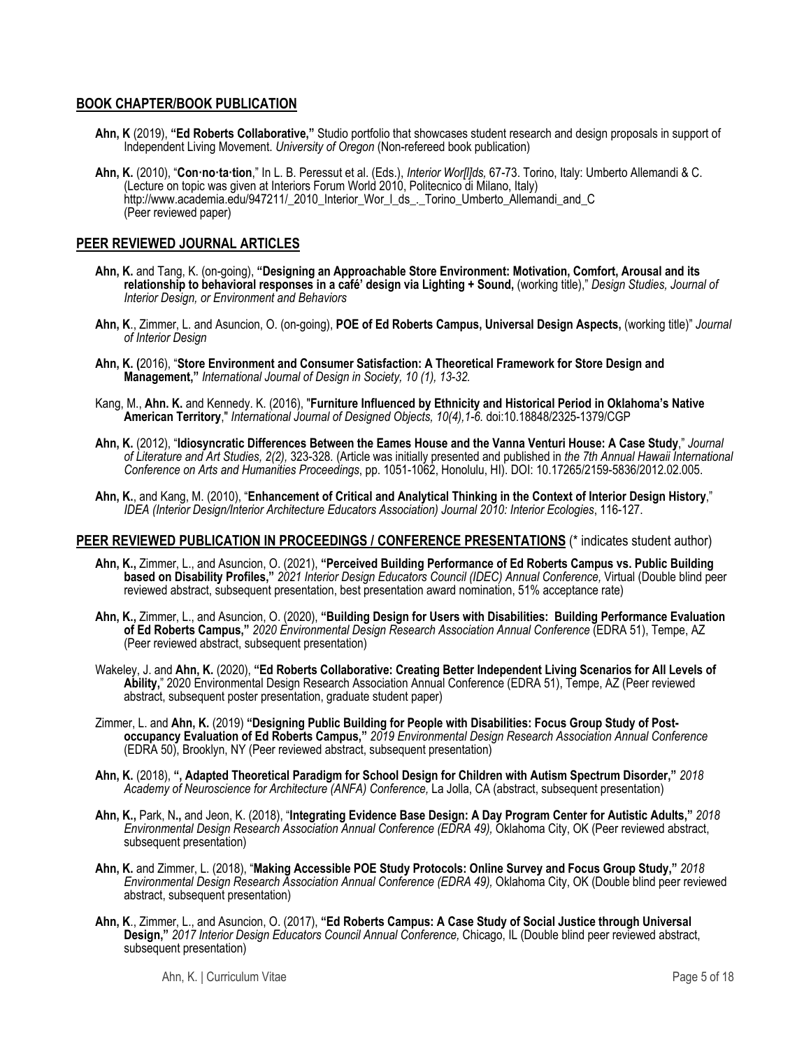## BOOK CHAPTER/BOOK PUBLICATION

**Ahn, K** (2019), **"Ed Roberts Collaborative,"** Studio portfolio that showcases student research and design proposals in support of Independent Living Movement. *University of Oregon* (Non-refereed book publication)

**Ahn, K.** (2010), "**Con·no·ta·tion**," In L. B. Peressut et al. (Eds.), *Interior Wor[l]ds*, 67-73. Torino, Italy: Umberto Allemandi & C. (Lecture on topic was given at Interiors Forum World 2010, Politecnico di Milano, Italy) http://www.academia.edu/947211/_2010_Interior_Wor_l_ds_._Torino_Umberto_Allemandi_and_C (Peer reviewed paper)

## PEER REVIEWED JOURNAL ARTICLES

**Ahn, K.** and Tang, K. (on-going), **"Designing an Approachable Store Environment: Motivation, Comfort, Arousal and its relationship to behavioral responses in a café' design via Lighting + Sound,** (working title)," *Design Studies, Journal of Interior Design, or Environment and Behaviors*

**Ahn, K**., Zimmer, L. and Asuncion, O. (on-going), **POE of Ed Roberts Campus, Universal Design Aspects,** (working title)" *Journal of Interior Design*

**Ahn, K. (**2016), "**Store Environment and Consumer Satisfaction: A Theoretical Framework for Store Design and Management,"** *International Journal of Design in Society, 10 (1), 13-32.*

Kang, M., **Ahn. K.** and Kennedy. K. (2016), "**Furniture Influenced by Ethnicity and Historical Period in Oklahoma's Native American Territory**," *International Journal of Designed Objects, 10(4),1-6.* doi:10.18848/2325-1379/CGP

**Ahn, K.** (2012), "**Idiosyncratic Differences Between the Eames House and the Vanna Venturi House: A Case Study**," *Journal of Literature and Art Studies, 2(2),* 323-328. (Article was initially presented and published in *the 7th Annual Hawaii International Conference on Arts and Humanities Proceedings*, pp. 1051-1062, Honolulu, HI). DOI: 10.17265/2159-5836/2012.02.005.

**Ahn, K.**, and Kang, M. (2010), "**Enhancement of Critical and Analytical Thinking in the Context of Interior Design History**," *IDEA (Interior Design/Interior Architecture Educators Association) Journal 2010: Interior Ecologies*, 116-127.

## PEER REVIEWED PUBLICATION IN PROCEEDINGS / CONFERENCE PRESENTATIONS (* indicates student author)

**Ahn, K.,** Zimmer, L., and Asuncion, O. (2021), **"Perceived Building Performance of Ed Roberts Campus vs. Public Building based on Disability Profiles,"** *2021 Interior Design Educators Council (IDEC) Annual Conference,* Virtual (Double blind peer reviewed abstract, subsequent presentation, best presentation award nomination, 51% acceptance rate)

**Ahn, K.,** Zimmer, L., and Asuncion, O. (2020), **"Building Design for Users with Disabilities: Building Performance Evaluation of Ed Roberts Campus,"** *2020 Environmental Design Research Association Annual Conference* (EDRA 51), Tempe, AZ (Peer reviewed abstract, subsequent presentation)

Wakeley, J. and **Ahn, K.** (2020), **"Ed Roberts Collaborative: Creating Better Independent Living Scenarios for All Levels of Ability,**" 2020 Environmental Design Research Association Annual Conference (EDRA 51), Tempe, AZ (Peer reviewed abstract, subsequent poster presentation, graduate student paper)

Zimmer, L. and **Ahn, K.** (2019) **"Designing Public Building for People with Disabilities: Focus Group Study of Post-occupancy Evaluation of Ed Roberts Campus,"** *2019 Environmental Design Research Association Annual Conference* (EDRA 50), Brooklyn, NY (Peer reviewed abstract, subsequent presentation)

**Ahn, K.** (2018), **", Adapted Theoretical Paradigm for School Design for Children with Autism Spectrum Disorder,"** *2018 Academy of Neuroscience for Architecture (ANFA) Conference,* La Jolla, CA (abstract, subsequent presentation)

**Ahn, K.,** Park, N**.,** and Jeon, K. (2018), "**Integrating Evidence Base Design: A Day Program Center for Autistic Adults,"** *2018 Environmental Design Research Association Annual Conference (EDRA 49),* Oklahoma City, OK (Peer reviewed abstract, subsequent presentation)

**Ahn, K.** and Zimmer, L. (2018), "**Making Accessible POE Study Protocols: Online Survey and Focus Group Study,"** *2018 Environmental Design Research Association Annual Conference (EDRA 49),* Oklahoma City, OK (Double blind peer reviewed abstract, subsequent presentation)

**Ahn, K**., Zimmer, L., and Asuncion, O. (2017), **"Ed Roberts Campus: A Case Study of Social Justice through Universal Design,"** *2017 Interior Design Educators Council Annual Conference,* Chicago, IL (Double blind peer reviewed abstract, subsequent presentation)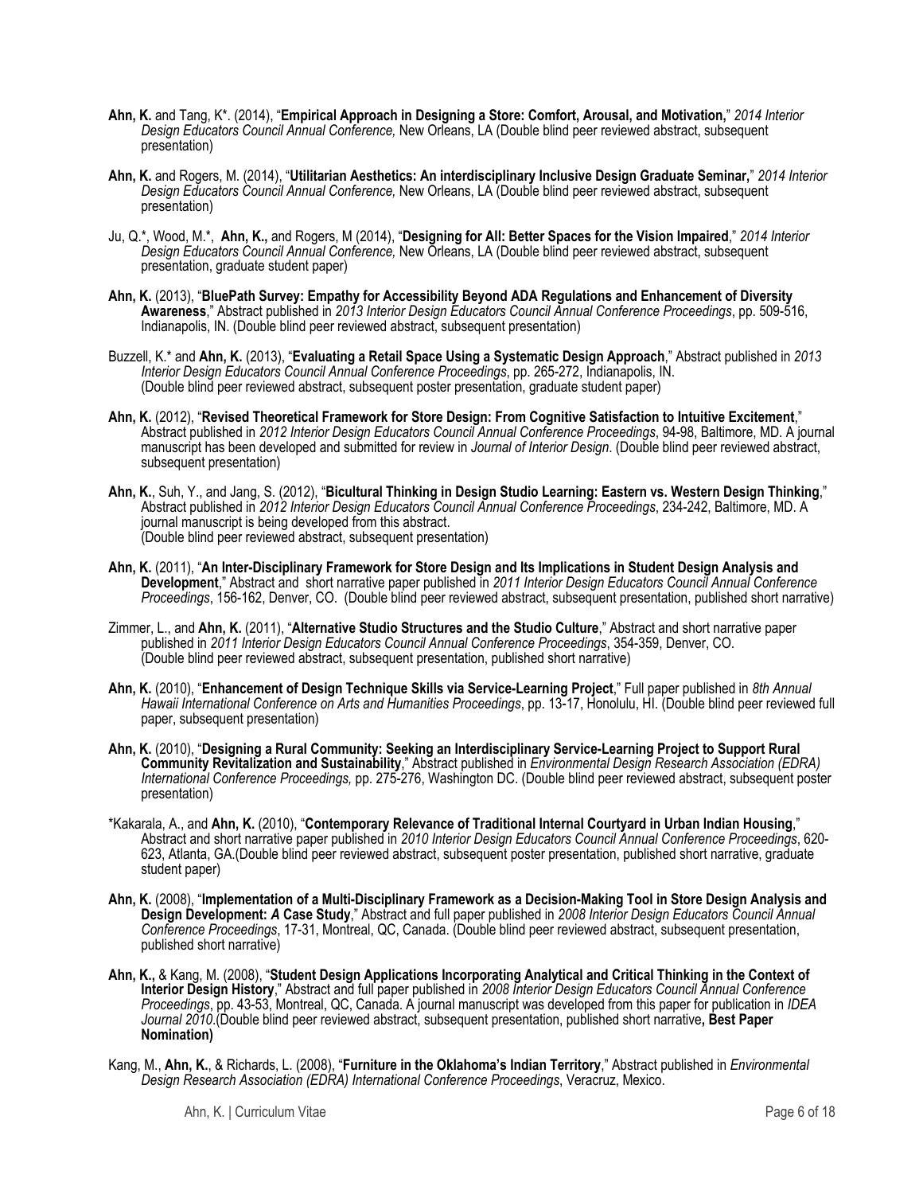**Ahn, K.** and Tang, K*. (2014), "**Empirical Approach in Designing a Store: Comfort, Arousal, and Motivation,**" *2014 Interior Design Educators Council Annual Conference,* New Orleans, LA (Double blind peer reviewed abstract, subsequent presentation)

**Ahn, K.** and Rogers, M. (2014), "**Utilitarian Aesthetics: An interdisciplinary Inclusive Design Graduate Seminar,**" *2014 Interior Design Educators Council Annual Conference,* New Orleans, LA (Double blind peer reviewed abstract, subsequent presentation)

Ju, Q.*, Wood, M.*, **Ahn, K.,** and Rogers, M (2014), "**Designing for All: Better Spaces for the Vision Impaired**," *2014 Interior Design Educators Council Annual Conference,* New Orleans, LA (Double blind peer reviewed abstract, subsequent presentation, graduate student paper)

**Ahn, K.** (2013), "**BluePath Survey: Empathy for Accessibility Beyond ADA Regulations and Enhancement of Diversity Awareness**," Abstract published in *2013 Interior Design Educators Council Annual Conference Proceedings*, pp. 509-516, Indianapolis, IN. (Double blind peer reviewed abstract, subsequent presentation)

Buzzell, K.* and **Ahn, K.** (2013), "**Evaluating a Retail Space Using a Systematic Design Approach**," Abstract published in *2013 Interior Design Educators Council Annual Conference Proceedings*, pp. 265-272, Indianapolis, IN. (Double blind peer reviewed abstract, subsequent poster presentation, graduate student paper)

**Ahn, K.** (2012), "**Revised Theoretical Framework for Store Design: From Cognitive Satisfaction to Intuitive Excitement**," Abstract published in *2012 Interior Design Educators Council Annual Conference Proceedings*, 94-98, Baltimore, MD. A journal manuscript has been developed and submitted for review in *Journal of Interior Design*. (Double blind peer reviewed abstract, subsequent presentation)

**Ahn, K.**, Suh, Y., and Jang, S. (2012), "**Bicultural Thinking in Design Studio Learning: Eastern vs. Western Design Thinking**," Abstract published in *2012 Interior Design Educators Council Annual Conference Proceedings*, 234-242, Baltimore, MD. A journal manuscript is being developed from this abstract. (Double blind peer reviewed abstract, subsequent presentation)

**Ahn, K.** (2011), "**An Inter-Disciplinary Framework for Store Design and Its Implications in Student Design Analysis and Development**," Abstract and short narrative paper published in *2011 Interior Design Educators Council Annual Conference Proceedings*, 156-162, Denver, CO. (Double blind peer reviewed abstract, subsequent presentation, published short narrative)

Zimmer, L., and **Ahn, K.** (2011), "**Alternative Studio Structures and the Studio Culture**," Abstract and short narrative paper published in *2011 Interior Design Educators Council Annual Conference Proceedings*, 354-359, Denver, CO. (Double blind peer reviewed abstract, subsequent presentation, published short narrative)

**Ahn, K.** (2010), "**Enhancement of Design Technique Skills via Service-Learning Project**," Full paper published in *8th Annual Hawaii International Conference on Arts and Humanities Proceedings*, pp. 13-17, Honolulu, HI. (Double blind peer reviewed full paper, subsequent presentation)

**Ahn, K.** (2010), "**Designing a Rural Community: Seeking an Interdisciplinary Service-Learning Project to Support Rural Community Revitalization and Sustainability**," Abstract published in *Environmental Design Research Association (EDRA) International Conference Proceedings,* pp. 275-276, Washington DC. (Double blind peer reviewed abstract, subsequent poster presentation)

*Kakarala, A., and **Ahn, K.** (2010), "**Contemporary Relevance of Traditional Internal Courtyard in Urban Indian Housing**," Abstract and short narrative paper published in *2010 Interior Design Educators Council Annual Conference Proceedings*, 620-623, Atlanta, GA.(Double blind peer reviewed abstract, subsequent poster presentation, published short narrative, graduate student paper)

**Ahn, K.** (2008), "**Implementation of a Multi-Disciplinary Framework as a Decision-Making Tool in Store Design Analysis and Design Development: *A* Case Study**," Abstract and full paper published in *2008 Interior Design Educators Council Annual Conference Proceedings*, 17-31, Montreal, QC, Canada. (Double blind peer reviewed abstract, subsequent presentation, published short narrative)

**Ahn, K.,** & Kang, M. (2008), "**Student Design Applications Incorporating Analytical and Critical Thinking in the Context of Interior Design History**," Abstract and full paper published in *2008 Interior Design Educators Council Annual Conference Proceedings*, pp. 43-53, Montreal, QC, Canada. A journal manuscript was developed from this paper for publication in *IDEA Journal 2010*.(Double blind peer reviewed abstract, subsequent presentation, published short narrative**, Best Paper Nomination)**

Kang, M., **Ahn, K.**, & Richards, L. (2008), "**Furniture in the Oklahoma's Indian Territory**," Abstract published in *Environmental Design Research Association (EDRA) International Conference Proceedings*, Veracruz, Mexico.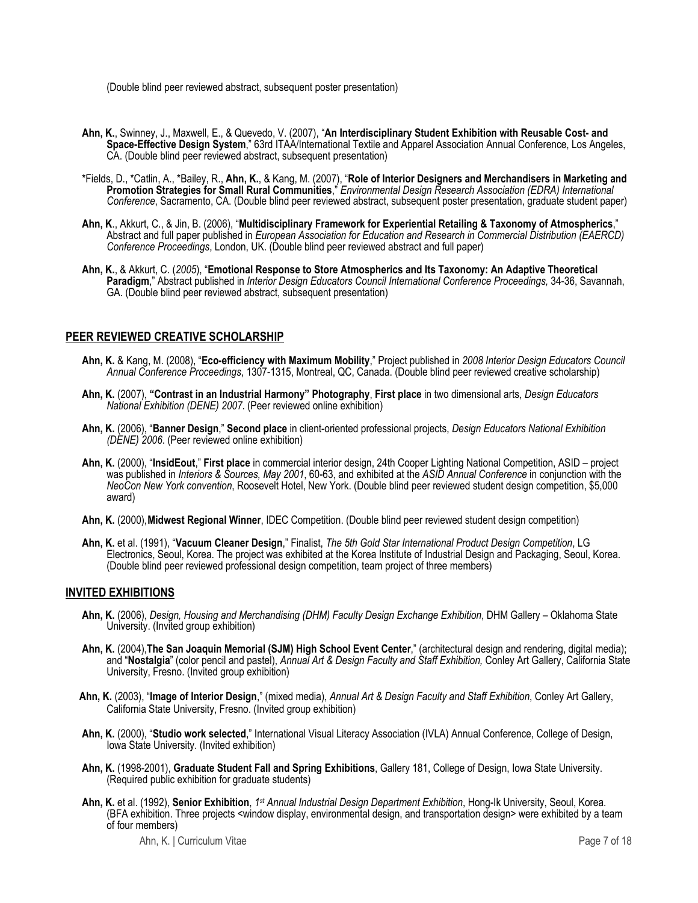(Double blind peer reviewed abstract, subsequent poster presentation)

**Ahn, K.**, Swinney, J., Maxwell, E., & Quevedo, V. (2007), "**An Interdisciplinary Student Exhibition with Reusable Cost- and Space-Effective Design System**," 63rd ITAA/International Textile and Apparel Association Annual Conference, Los Angeles, CA. (Double blind peer reviewed abstract, subsequent presentation)

*Fields, D., *Catlin, A., *Bailey, R., **Ahn, K.**, & Kang, M. (2007), "**Role of Interior Designers and Merchandisers in Marketing and Promotion Strategies for Small Rural Communities**," *Environmental Design Research Association (EDRA) International Conference*, Sacramento, CA. (Double blind peer reviewed abstract, subsequent poster presentation, graduate student paper)

**Ahn, K**., Akkurt, C., & Jin, B. (2006), "**Multidisciplinary Framework for Experiential Retailing & Taxonomy of Atmospherics**," Abstract and full paper published in *European Association for Education and Research in Commercial Distribution (EAERCD) Conference Proceedings*, London, UK. (Double blind peer reviewed abstract and full paper)

**Ahn, K.**, & Akkurt, C. (*2005*), "**Emotional Response to Store Atmospherics and Its Taxonomy: An Adaptive Theoretical Paradigm**," Abstract published in *Interior Design Educators Council International Conference Proceedings,* 34-36, Savannah, GA. (Double blind peer reviewed abstract, subsequent presentation)

## PEER REVIEWED CREATIVE SCHOLARSHIP

**Ahn, K.** & Kang, M. (2008), "**Eco-efficiency with Maximum Mobility**," Project published in *2008 Interior Design Educators Council Annual Conference Proceedings*, 1307-1315, Montreal, QC, Canada. (Double blind peer reviewed creative scholarship)

**Ahn, K.** (2007), **"Contrast in an Industrial Harmony" Photography**, **First place** in two dimensional arts, *Design Educators National Exhibition (DENE) 2007*. (Peer reviewed online exhibition)

**Ahn, K.** (2006), "**Banner Design**," **Second place** in client-oriented professional projects, *Design Educators National Exhibition (DENE) 2006*. (Peer reviewed online exhibition)

**Ahn, K.** (2000), "**InsidEout**," **First place** in commercial interior design, 24th Cooper Lighting National Competition, ASID – project was published in *Interiors & Sources, May 2001*, 60-63, and exhibited at the *ASID Annual Conference* in conjunction with the *NeoCon New York convention*, Roosevelt Hotel, New York. (Double blind peer reviewed student design competition, $5,000 award)

**Ahn, K.** (2000), **Midwest Regional Winner**, IDEC Competition. (Double blind peer reviewed student design competition)

**Ahn, K.** et al. (1991), "**Vacuum Cleaner Design**," Finalist, *The 5th Gold Star International Product Design Competition*, LG Electronics, Seoul, Korea. The project was exhibited at the Korea Institute of Industrial Design and Packaging, Seoul, Korea. (Double blind peer reviewed professional design competition, team project of three members)

## INVITED EXHIBITIONS

**Ahn, K.** (2006), *Design, Housing and Merchandising (DHM) Faculty Design Exchange Exhibition*, DHM Gallery – Oklahoma State University. (Invited group exhibition)

**Ahn, K.** (2004), **The San Joaquin Memorial (SJM) High School Event Center**," (architectural design and rendering, digital media); and "**Nostalgia**" (color pencil and pastel), *Annual Art & Design Faculty and Staff Exhibition,* Conley Art Gallery, California State University, Fresno. (Invited group exhibition)

**Ahn, K.** (2003), "**Image of Interior Design**," (mixed media), *Annual Art & Design Faculty and Staff Exhibition*, Conley Art Gallery, California State University, Fresno. (Invited group exhibition)

**Ahn, K.** (2000), "**Studio work selected**," International Visual Literacy Association (IVLA) Annual Conference, College of Design, Iowa State University. (Invited exhibition)

**Ahn, K.** (1998-2001), **Graduate Student Fall and Spring Exhibitions**, Gallery 181, College of Design, Iowa State University. (Required public exhibition for graduate students)

**Ahn, K.** et al. (1992), **Senior Exhibition**, *1st Annual Industrial Design Department Exhibition*, Hong-Ik University, Seoul, Korea. (BFA exhibition. Three projects <window display, environmental design, and transportation design> were exhibited by a team of four members)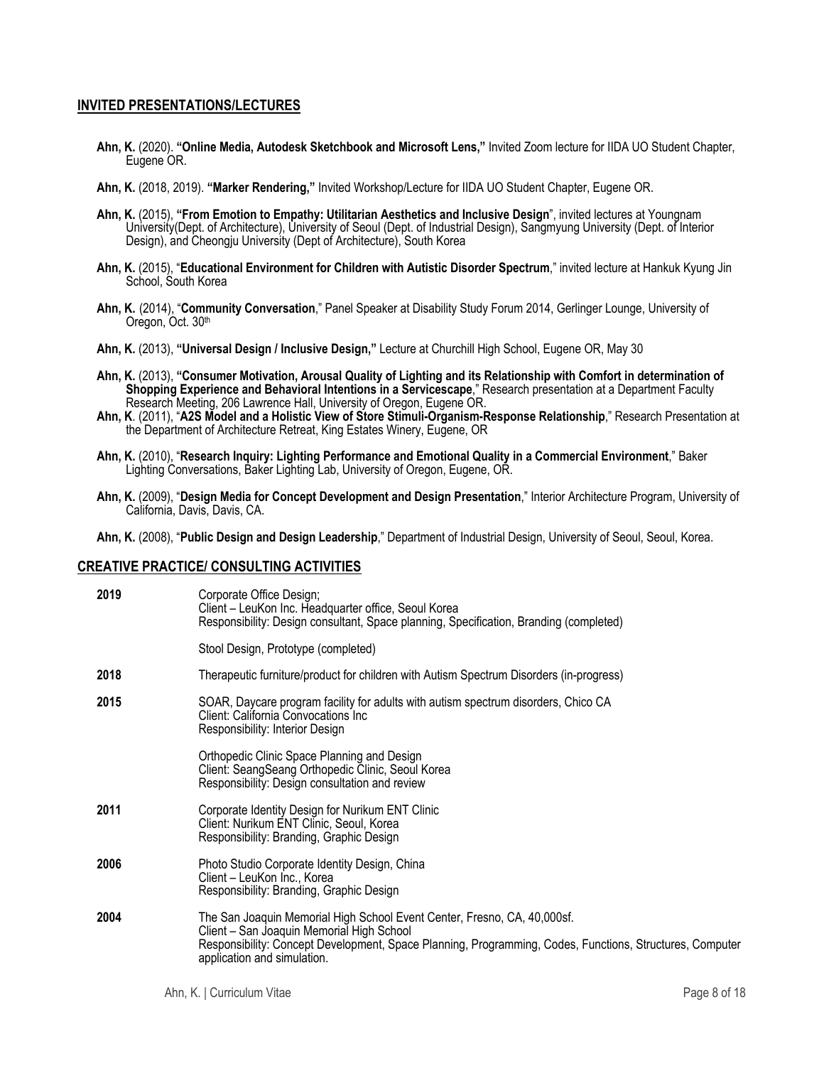## INVITED PRESENTATIONS/LECTURES

**Ahn, K.** (2020). **"Online Media, Autodesk Sketchbook and Microsoft Lens,"** Invited Zoom lecture for IIDA UO Student Chapter, Eugene OR.

**Ahn, K.** (2018, 2019). **"Marker Rendering,"** Invited Workshop/Lecture for IIDA UO Student Chapter, Eugene OR.

**Ahn, K.** (2015), **"From Emotion to Empathy: Utilitarian Aesthetics and Inclusive Design"**, invited lectures at Youngnam University(Dept. of Architecture), University of Seoul (Dept. of Industrial Design), Sangmyung University (Dept. of Interior Design), and Cheongju University (Dept of Architecture), South Korea

**Ahn, K.** (2015), "**Educational Environment for Children with Autistic Disorder Spectrum**," invited lecture at Hankuk Kyung Jin School, South Korea

**Ahn, K.** (2014), "**Community Conversation**," Panel Speaker at Disability Study Forum 2014, Gerlinger Lounge, University of Oregon, Oct. 30th

**Ahn, K.** (2013), **"Universal Design / Inclusive Design,"** Lecture at Churchill High School, Eugene OR, May 30

**Ahn, K.** (2013), **"Consumer Motivation, Arousal Quality of Lighting and its Relationship with Comfort in determination of Shopping Experience and Behavioral Intentions in a Servicescape**," Research presentation at a Department Faculty Research Meeting, 206 Lawrence Hall, University of Oregon, Eugene OR.

**Ahn, K**. (2011), "**A2S Model and a Holistic View of Store Stimuli-Organism-Response Relationship**," Research Presentation at the Department of Architecture Retreat, King Estates Winery, Eugene, OR

**Ahn, K.** (2010), "**Research Inquiry: Lighting Performance and Emotional Quality in a Commercial Environment**," Baker Lighting Conversations, Baker Lighting Lab, University of Oregon, Eugene, OR.

**Ahn, K.** (2009), "**Design Media for Concept Development and Design Presentation**," Interior Architecture Program, University of California, Davis, Davis, CA.

**Ahn, K.** (2008), "**Public Design and Design Leadership**," Department of Industrial Design, University of Seoul, Seoul, Korea.

## CREATIVE PRACTICE/ CONSULTING ACTIVITIES

**2019**
Corporate Office Design;
Client – LeuKon Inc. Headquarter office, Seoul Korea
Responsibility: Design consultant, Space planning, Specification, Branding (completed)

Stool Design, Prototype (completed)

**2018**
Therapeutic furniture/product for children with Autism Spectrum Disorders (in-progress)

**2015**
SOAR, Daycare program facility for adults with autism spectrum disorders, Chico CA
Client: California Convocations Inc
Responsibility: Interior Design

Orthopedic Clinic Space Planning and Design
Client: SeangSeang Orthopedic Clinic, Seoul Korea
Responsibility: Design consultation and review

**2011**
Corporate Identity Design for Nurikum ENT Clinic
Client: Nurikum ENT Clinic, Seoul, Korea
Responsibility: Branding, Graphic Design

**2006**
Photo Studio Corporate Identity Design, China
Client – LeuKon Inc., Korea
Responsibility: Branding, Graphic Design

**2004**
The San Joaquin Memorial High School Event Center, Fresno, CA, 40,000sf.
Client – San Joaquin Memorial High School
Responsibility: Concept Development, Space Planning, Programming, Codes, Functions, Structures, Computer application and simulation.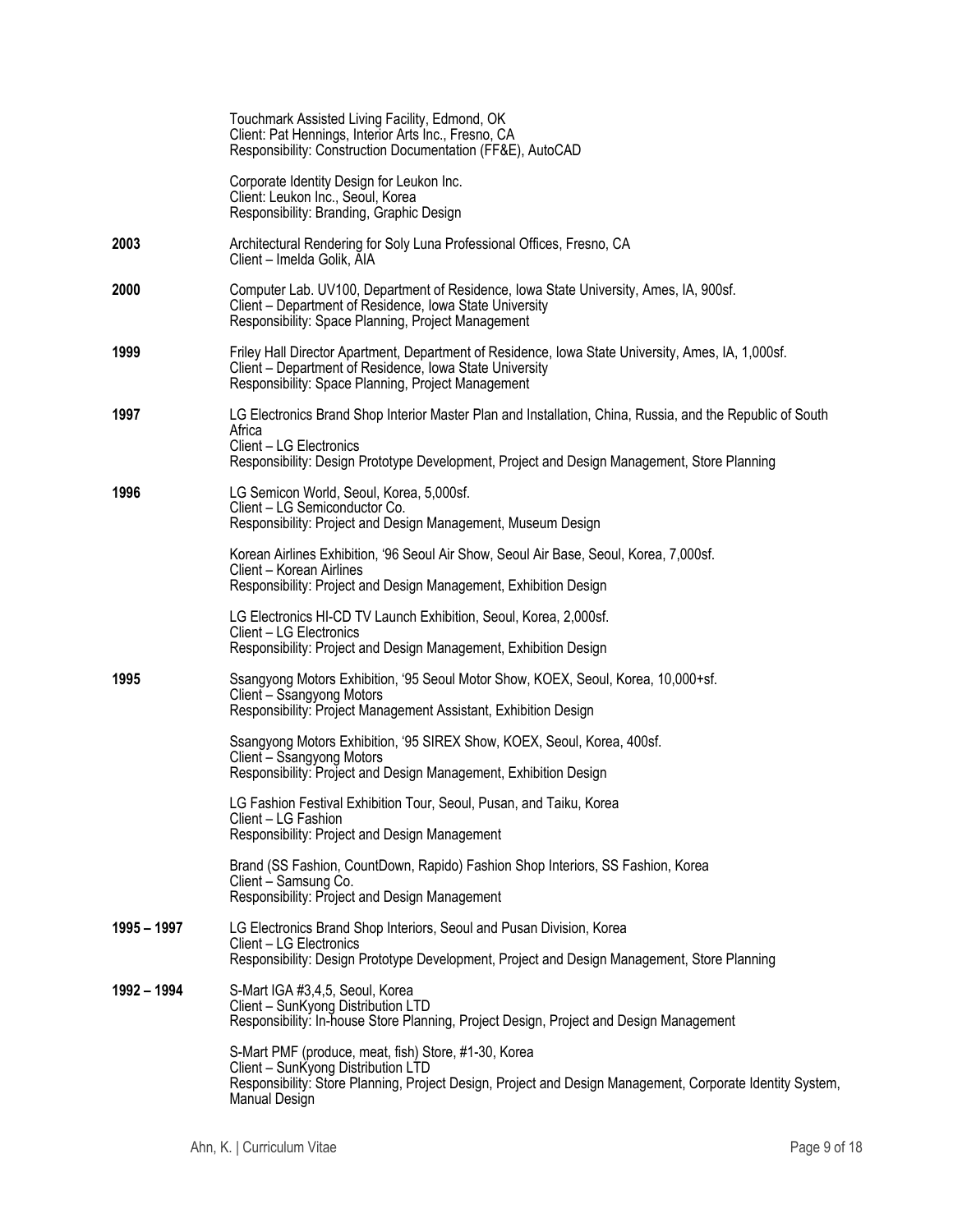Touchmark Assisted Living Facility, Edmond, OK
Client: Pat Hennings, Interior Arts Inc., Fresno, CA
Responsibility: Construction Documentation (FF&E), AutoCAD

Corporate Identity Design for Leukon Inc.
Client: Leukon Inc., Seoul, Korea
Responsibility: Branding, Graphic Design

**2003**

Architectural Rendering for Soly Luna Professional Offices, Fresno, CA
Client – Imelda Golik, AIA

**2000**

Computer Lab. UV100, Department of Residence, Iowa State University, Ames, IA, 900sf.
Client – Department of Residence, Iowa State University
Responsibility: Space Planning, Project Management

**1999**

Friley Hall Director Apartment, Department of Residence, Iowa State University, Ames, IA, 1,000sf.
Client – Department of Residence, Iowa State University
Responsibility: Space Planning, Project Management

**1997**

LG Electronics Brand Shop Interior Master Plan and Installation, China, Russia, and the Republic of South Africa
Client – LG Electronics
Responsibility: Design Prototype Development, Project and Design Management, Store Planning

**1996**

LG Semicon World, Seoul, Korea, 5,000sf.
Client – LG Semiconductor Co.
Responsibility: Project and Design Management, Museum Design

Korean Airlines Exhibition, '96 Seoul Air Show, Seoul Air Base, Seoul, Korea, 7,000sf.
Client – Korean Airlines
Responsibility: Project and Design Management, Exhibition Design

LG Electronics HI-CD TV Launch Exhibition, Seoul, Korea, 2,000sf.
Client – LG Electronics
Responsibility: Project and Design Management, Exhibition Design

**1995**

Ssangyong Motors Exhibition, '95 Seoul Motor Show, KOEX, Seoul, Korea, 10,000+sf.
Client – Ssangyong Motors
Responsibility: Project Management Assistant, Exhibition Design

Ssangyong Motors Exhibition, '95 SIREX Show, KOEX, Seoul, Korea, 400sf.
Client – Ssangyong Motors
Responsibility: Project and Design Management, Exhibition Design

LG Fashion Festival Exhibition Tour, Seoul, Pusan, and Taiku, Korea
Client – LG Fashion
Responsibility: Project and Design Management

Brand (SS Fashion, CountDown, Rapido) Fashion Shop Interiors, SS Fashion, Korea
Client – Samsung Co.
Responsibility: Project and Design Management

**1995 – 1997**

LG Electronics Brand Shop Interiors, Seoul and Pusan Division, Korea
Client – LG Electronics
Responsibility: Design Prototype Development, Project and Design Management, Store Planning

**1992 – 1994**

S-Mart IGA #3,4,5, Seoul, Korea
Client – SunKyong Distribution LTD
Responsibility: In-house Store Planning, Project Design, Project and Design Management

S-Mart PMF (produce, meat, fish) Store, #1-30, Korea
Client – SunKyong Distribution LTD
Responsibility: Store Planning, Project Design, Project and Design Management, Corporate Identity System, Manual Design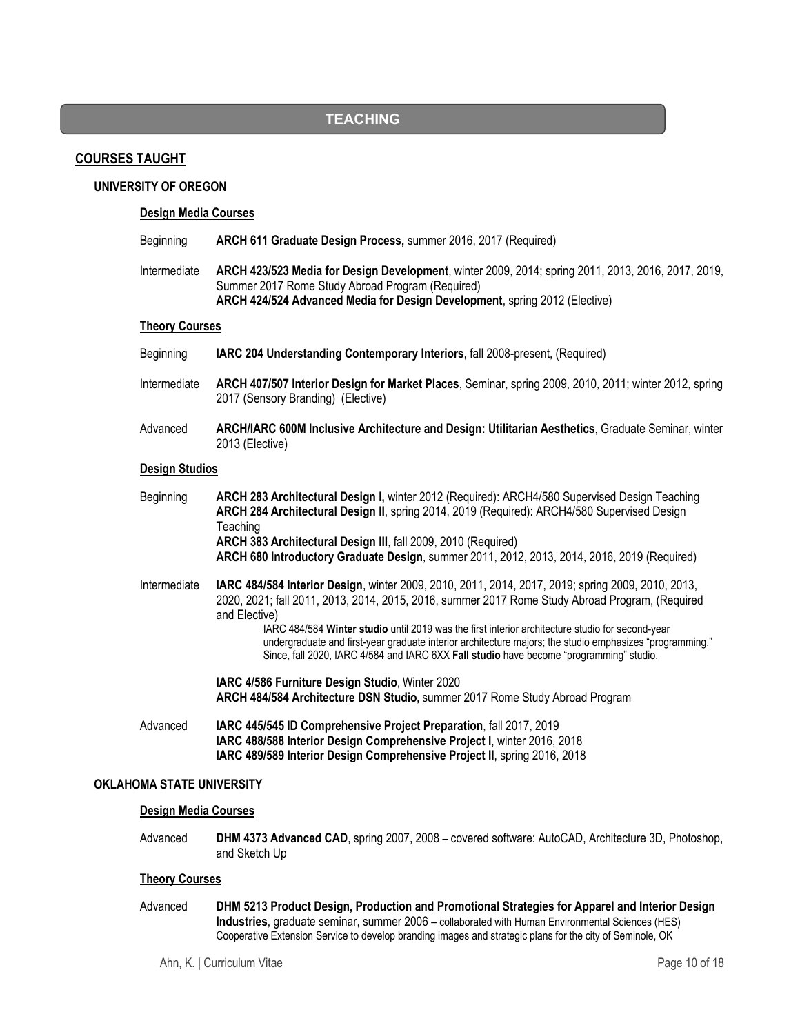# TEACHING

## COURSES TAUGHT

### UNIVERSITY OF OREGON

#### Design Media Courses

Beginning — **ARCH 611 Graduate Design Process,** summer 2016, 2017 (Required)

Intermediate — **ARCH 423/523 Media for Design Development**, winter 2009, 2014; spring 2011, 2013, 2016, 2017, 2019, Summer 2017 Rome Study Abroad Program (Required)
**ARCH 424/524 Advanced Media for Design Development**, spring 2012 (Elective)

#### Theory Courses

Beginning — **IARC 204 Understanding Contemporary Interiors**, fall 2008-present, (Required)

Intermediate — **ARCH 407/507 Interior Design for Market Places**, Seminar, spring 2009, 2010, 2011; winter 2012, spring 2017 (Sensory Branding) (Elective)

Advanced — **ARCH/IARC 600M Inclusive Architecture and Design: Utilitarian Aesthetics**, Graduate Seminar, winter 2013 (Elective)

#### Design Studios

Beginning — **ARCH 283 Architectural Design I,** winter 2012 (Required): ARCH4/580 Supervised Design Teaching
**ARCH 284 Architectural Design II**, spring 2014, 2019 (Required): ARCH4/580 Supervised Design Teaching
**ARCH 383 Architectural Design III**, fall 2009, 2010 (Required)
**ARCH 680 Introductory Graduate Design**, summer 2011, 2012, 2013, 2014, 2016, 2019 (Required)

Intermediate — **IARC 484/584 Interior Design**, winter 2009, 2010, 2011, 2014, 2017, 2019; spring 2009, 2010, 2013, 2020, 2021; fall 2011, 2013, 2014, 2015, 2016, summer 2017 Rome Study Abroad Program, (Required and Elective)

IARC 484/584 **Winter studio** until 2019 was the first interior architecture studio for second-year undergraduate and first-year graduate interior architecture majors; the studio emphasizes "programming." Since, fall 2020, IARC 4/584 and IARC 6XX **Fall studio** have become "programming" studio.

**IARC 4/586 Furniture Design Studio**, Winter 2020
**ARCH 484/584 Architecture DSN Studio,** summer 2017 Rome Study Abroad Program

Advanced — **IARC 445/545 ID Comprehensive Project Preparation**, fall 2017, 2019
**IARC 488/588 Interior Design Comprehensive Project I**, winter 2016, 2018
**IARC 489/589 Interior Design Comprehensive Project II**, spring 2016, 2018

### OKLAHOMA STATE UNIVERSITY

#### Design Media Courses

Advanced — **DHM 4373 Advanced CAD**, spring 2007, 2008 – covered software: AutoCAD, Architecture 3D, Photoshop, and Sketch Up

#### Theory Courses

Advanced — **DHM 5213 Product Design, Production and Promotional Strategies for Apparel and Interior Design Industries**, graduate seminar, summer 2006 – collaborated with Human Environmental Sciences (HES) Cooperative Extension Service to develop branding images and strategic plans for the city of Seminole, OK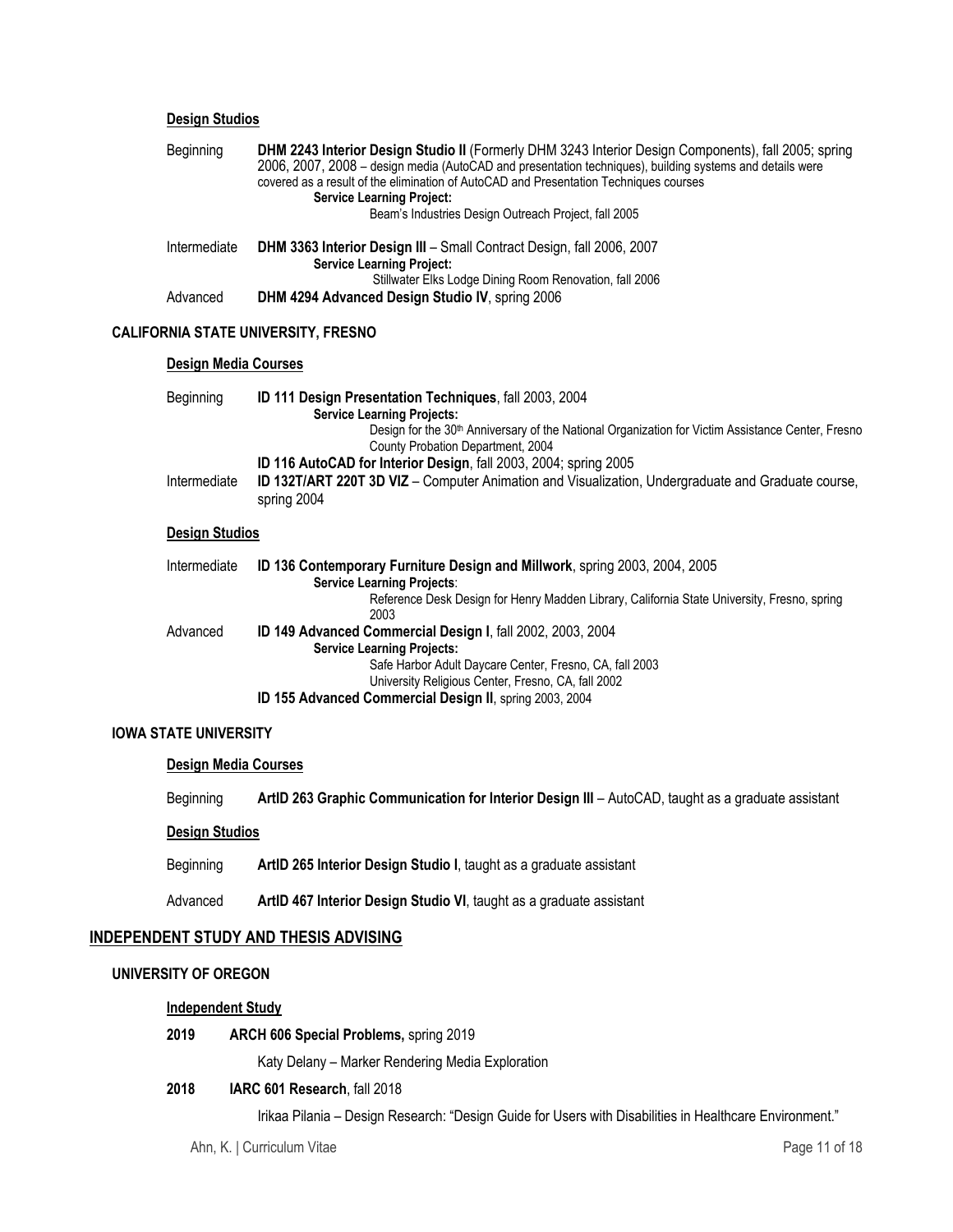#### Design Studios

Beginning — **DHM 2243 Interior Design Studio II** (Formerly DHM 3243 Interior Design Components), fall 2005; spring 2006, 2007, 2008 – design media (AutoCAD and presentation techniques), building systems and details were covered as a result of the elimination of AutoCAD and Presentation Techniques courses

**Service Learning Project:**

Beam's Industries Design Outreach Project, fall 2005

Intermediate — **DHM 3363 Interior Design III** – Small Contract Design, fall 2006, 2007

**Service Learning Project:**

Stillwater Elks Lodge Dining Room Renovation, fall 2006

Advanced — **DHM 4294 Advanced Design Studio IV**, spring 2006

### CALIFORNIA STATE UNIVERSITY, FRESNO

#### Design Media Courses

Beginning — **ID 111 Design Presentation Techniques**, fall 2003, 2004

**Service Learning Projects:**

Design for the 30th Anniversary of the National Organization for Victim Assistance Center, Fresno County Probation Department, 2004

**ID 116 AutoCAD for Interior Design**, fall 2003, 2004; spring 2005

Intermediate — **ID 132T/ART 220T 3D VIZ** – Computer Animation and Visualization, Undergraduate and Graduate course, spring 2004

#### Design Studios

Intermediate — **ID 136 Contemporary Furniture Design and Millwork**, spring 2003, 2004, 2005

**Service Learning Projects**:

Reference Desk Design for Henry Madden Library, California State University, Fresno, spring 2003

Advanced — **ID 149 Advanced Commercial Design I**, fall 2002, 2003, 2004

**Service Learning Projects:**

Safe Harbor Adult Daycare Center, Fresno, CA, fall 2003

University Religious Center, Fresno, CA, fall 2002

**ID 155 Advanced Commercial Design II**, spring 2003, 2004

### IOWA STATE UNIVERSITY

#### Design Media Courses

Beginning — **ArtID 263 Graphic Communication for Interior Design III** – AutoCAD, taught as a graduate assistant

#### Design Studios

Beginning — **ArtID 265 Interior Design Studio I**, taught as a graduate assistant

Advanced — **ArtID 467 Interior Design Studio VI**, taught as a graduate assistant

## INDEPENDENT STUDY AND THESIS ADVISING

### UNIVERSITY OF OREGON

#### Independent Study

**2019** **ARCH 606 Special Problems,** spring 2019

Katy Delany – Marker Rendering Media Exploration

**2018** **IARC 601 Research**, fall 2018

Irikaa Pilania – Design Research: "Design Guide for Users with Disabilities in Healthcare Environment."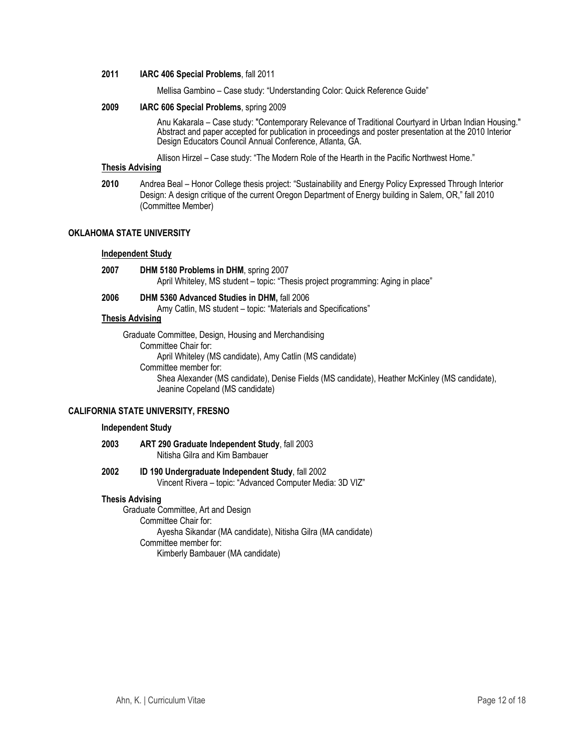**2011** **IARC 406 Special Problems**, fall 2011

Mellisa Gambino – Case study: "Understanding Color: Quick Reference Guide"

**2009** **IARC 606 Special Problems**, spring 2009

Anu Kakarala – Case study: "Contemporary Relevance of Traditional Courtyard in Urban Indian Housing." Abstract and paper accepted for publication in proceedings and poster presentation at the 2010 Interior Design Educators Council Annual Conference, Atlanta, GA.

Allison Hirzel – Case study: "The Modern Role of the Hearth in the Pacific Northwest Home."

**<u>Thesis Advising</u>**

**2010** Andrea Beal – Honor College thesis project: "Sustainability and Energy Policy Expressed Through Interior Design: A design critique of the current Oregon Department of Energy building in Salem, OR," fall 2010 (Committee Member)

### OKLAHOMA STATE UNIVERSITY

**<u>Independent Study</u>**

**2007** **DHM 5180 Problems in DHM**, spring 2007
April Whiteley, MS student – topic: "Thesis project programming: Aging in place"

**2006** **DHM 5360 Advanced Studies in DHM,** fall 2006
Amy Catlin, MS student – topic: "Materials and Specifications"

**<u>Thesis Advising</u>**

Graduate Committee, Design, Housing and Merchandising
Committee Chair for:
April Whiteley (MS candidate), Amy Catlin (MS candidate)
Committee member for:
Shea Alexander (MS candidate), Denise Fields (MS candidate), Heather McKinley (MS candidate), Jeanine Copeland (MS candidate)

### CALIFORNIA STATE UNIVERSITY, FRESNO

**Independent Study**

**2003** **ART 290 Graduate Independent Study**, fall 2003
Nitisha Gilra and Kim Bambauer

**2002** **ID 190 Undergraduate Independent Study**, fall 2002
Vincent Rivera – topic: "Advanced Computer Media: 3D VIZ"

**Thesis Advising**

Graduate Committee, Art and Design
Committee Chair for:
Ayesha Sikandar (MA candidate), Nitisha Gilra (MA candidate)
Committee member for:
Kimberly Bambauer (MA candidate)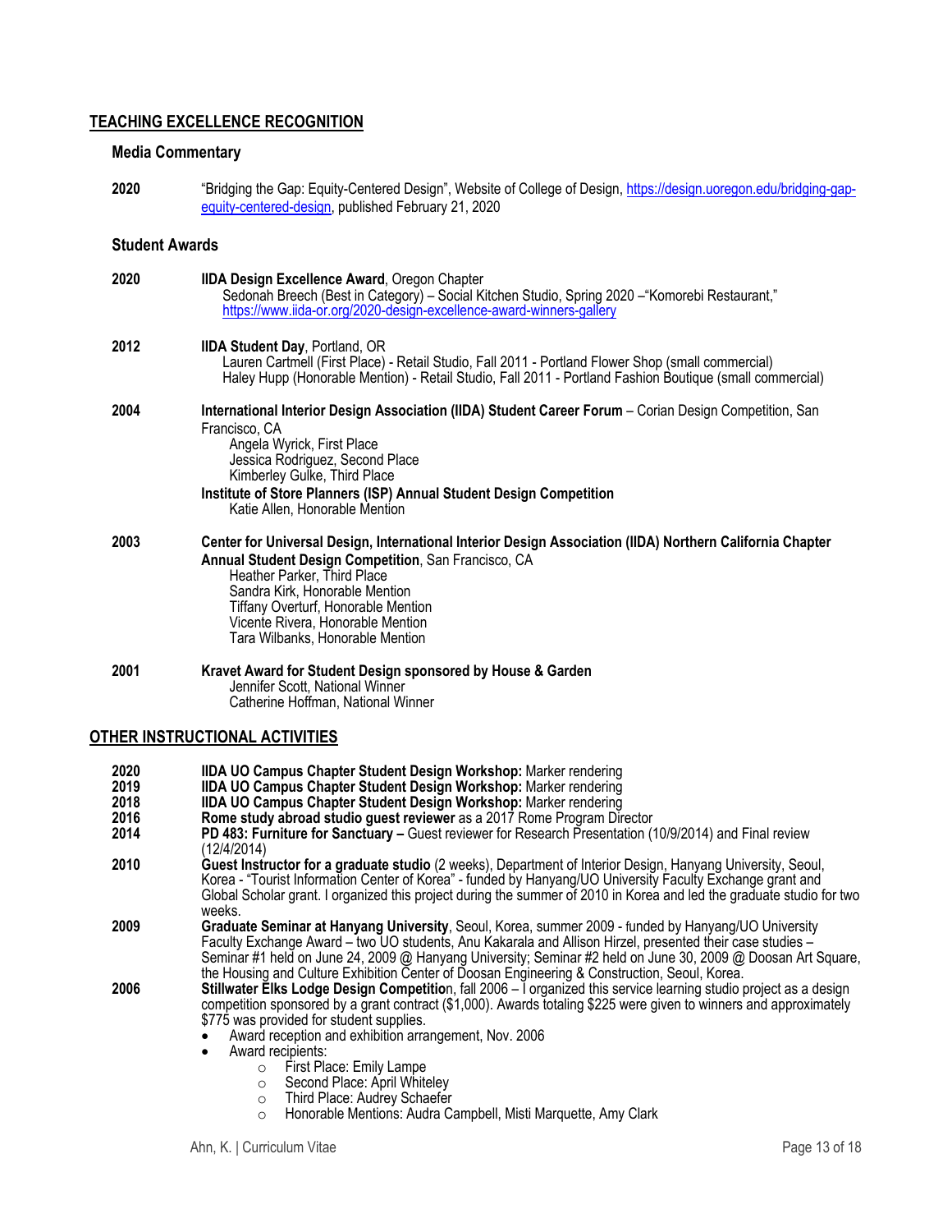## TEACHING EXCELLENCE RECOGNITION

### Media Commentary

**2020** "Bridging the Gap: Equity-Centered Design", Website of College of Design, https://design.uoregon.edu/bridging-gap-equity-centered-design, published February 21, 2020

### Student Awards

**2020** **IIDA Design Excellence Award**, Oregon Chapter
Sedonah Breech (Best in Category) – Social Kitchen Studio, Spring 2020 –"Komorebi Restaurant," https://www.iida-or.org/2020-design-excellence-award-winners-gallery

**2012** **IIDA Student Day**, Portland, OR
Lauren Cartmell (First Place) - Retail Studio, Fall 2011 - Portland Flower Shop (small commercial)
Haley Hupp (Honorable Mention) - Retail Studio, Fall 2011 - Portland Fashion Boutique (small commercial)

**2004** **International Interior Design Association (IIDA) Student Career Forum** – Corian Design Competition, San Francisco, CA
Angela Wyrick, First Place
Jessica Rodriguez, Second Place
Kimberley Gulke, Third Place
**Institute of Store Planners (ISP) Annual Student Design Competition**
Katie Allen, Honorable Mention

**2003** **Center for Universal Design, International Interior Design Association (IIDA) Northern California Chapter Annual Student Design Competition**, San Francisco, CA
Heather Parker, Third Place
Sandra Kirk, Honorable Mention
Tiffany Overturf, Honorable Mention
Vicente Rivera, Honorable Mention
Tara Wilbanks, Honorable Mention

**2001** **Kravet Award for Student Design sponsored by House & Garden**
Jennifer Scott, National Winner
Catherine Hoffman, National Winner

## OTHER INSTRUCTIONAL ACTIVITIES

**2020** **IIDA UO Campus Chapter Student Design Workshop:** Marker rendering
**2019** **IIDA UO Campus Chapter Student Design Workshop:** Marker rendering
**2018** **IIDA UO Campus Chapter Student Design Workshop:** Marker rendering
**2016** **Rome study abroad studio guest reviewer** as a 2017 Rome Program Director
**2014** **PD 483: Furniture for Sanctuary –** Guest reviewer for Research Presentation (10/9/2014) and Final review (12/4/2014)
**2010** **Guest Instructor for a graduate studio** (2 weeks), Department of Interior Design, Hanyang University, Seoul, Korea - "Tourist Information Center of Korea" - funded by Hanyang/UO University Faculty Exchange grant and Global Scholar grant. I organized this project during the summer of 2010 in Korea and led the graduate studio for two weeks.
**2009** **Graduate Seminar at Hanyang University**, Seoul, Korea, summer 2009 - funded by Hanyang/UO University Faculty Exchange Award – two UO students, Anu Kakarala and Allison Hirzel, presented their case studies – Seminar #1 held on June 24, 2009 @ Hanyang University; Seminar #2 held on June 30, 2009 @ Doosan Art Square, the Housing and Culture Exhibition Center of Doosan Engineering & Construction, Seoul, Korea.
**2006** **Stillwater Elks Lodge Design Competitio**n, fall 2006 – I organized this service learning studio project as a design competition sponsored by a grant contract ($1,000). Awards totaling $225 were given to winners and approximately $775 was provided for student supplies.

- Award reception and exhibition arrangement, Nov. 2006
- Award recipients:
  - First Place: Emily Lampe
  - Second Place: April Whiteley
  - Third Place: Audrey Schaefer
  - Honorable Mentions: Audra Campbell, Misti Marquette, Amy Clark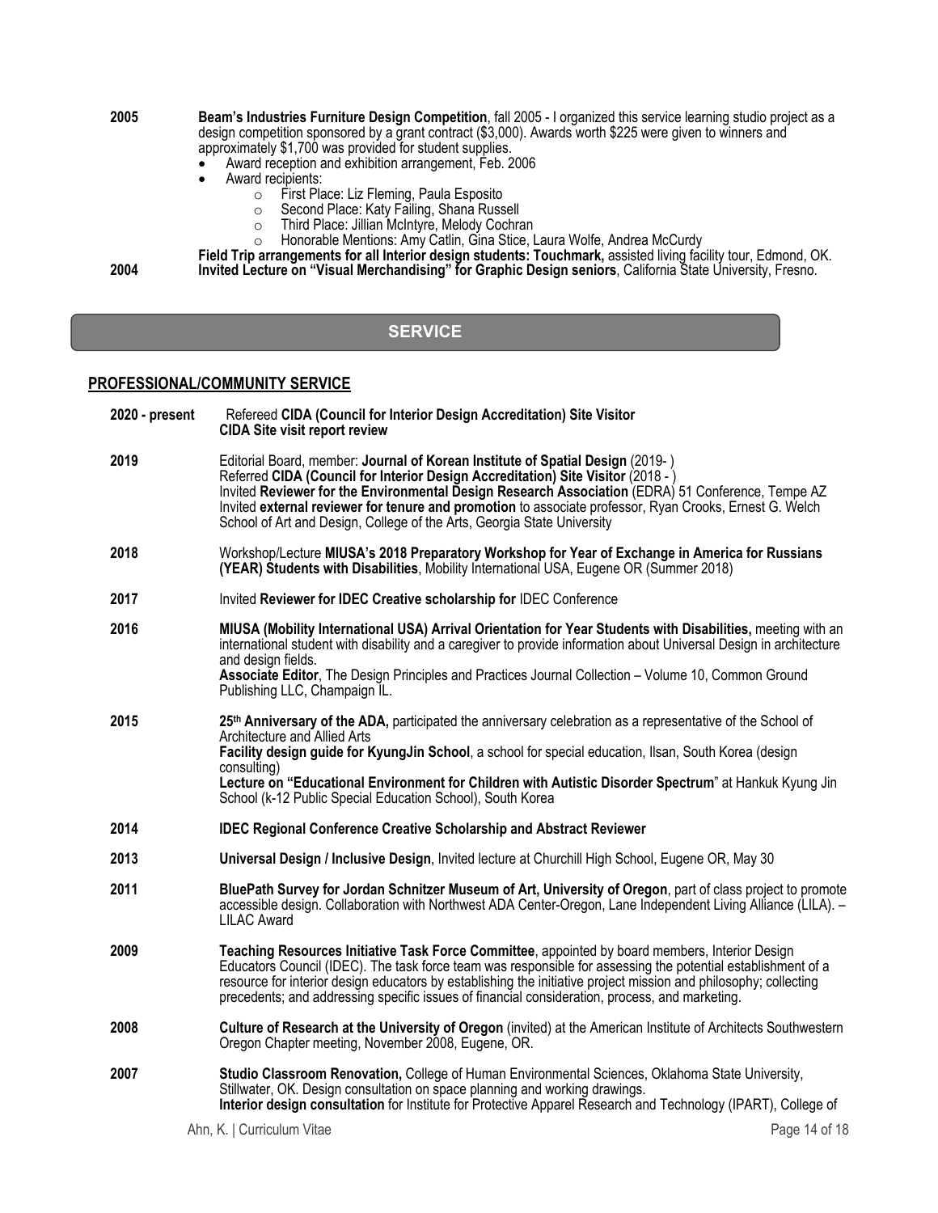**2005** **Beam's Industries Furniture Design Competition**, fall 2005 - I organized this service learning studio project as a design competition sponsored by a grant contract ($3,000). Awards worth $225 were given to winners and approximately $1,700 was provided for student supplies.

- Award reception and exhibition arrangement, Feb. 2006
- Award recipients:
  - First Place: Liz Fleming, Paula Esposito
  - Second Place: Katy Failing, Shana Russell
  - Third Place: Jillian McIntyre, Melody Cochran
  - Honorable Mentions: Amy Catlin, Gina Stice, Laura Wolfe, Andrea McCurdy

**Field Trip arrangements for all Interior design students: Touchmark,** assisted living facility tour, Edmond, OK.

**2004** **Invited Lecture on "Visual Merchandising" for Graphic Design seniors**, California State University, Fresno.

## SERVICE

### PROFESSIONAL/COMMUNITY SERVICE

**2020 - present** Refereed **CIDA (Council for Interior Design Accreditation) Site Visitor**
**CIDA Site visit report review**

**2019** Editorial Board, member: **Journal of Korean Institute of Spatial Design** (2019- )
Referred **CIDA (Council for Interior Design Accreditation) Site Visitor** (2018 - )
Invited **Reviewer for the Environmental Design Research Association** (EDRA) 51 Conference, Tempe AZ
Invited **external reviewer for tenure and promotion** to associate professor, Ryan Crooks, Ernest G. Welch School of Art and Design, College of the Arts, Georgia State University

**2018** Workshop/Lecture **MIUSA's 2018 Preparatory Workshop for Year of Exchange in America for Russians (YEAR) Students with Disabilities**, Mobility International USA, Eugene OR (Summer 2018)

**2017** Invited **Reviewer for IDEC Creative scholarship for** IDEC Conference

**2016** **MIUSA (Mobility International USA) Arrival Orientation for Year Students with Disabilities,** meeting with an international student with disability and a caregiver to provide information about Universal Design in architecture and design fields.
**Associate Editor**, The Design Principles and Practices Journal Collection – Volume 10, Common Ground Publishing LLC, Champaign IL.

**2015** **25th Anniversary of the ADA,** participated the anniversary celebration as a representative of the School of Architecture and Allied Arts
**Facility design guide for KyungJin School**, a school for special education, Ilsan, South Korea (design consulting)
**Lecture on "Educational Environment for Children with Autistic Disorder Spectrum**" at Hankuk Kyung Jin School (k-12 Public Special Education School), South Korea

**2014** **IDEC Regional Conference Creative Scholarship and Abstract Reviewer**

**2013** **Universal Design / Inclusive Design**, Invited lecture at Churchill High School, Eugene OR, May 30

**2011** **BluePath Survey for Jordan Schnitzer Museum of Art, University of Oregon**, part of class project to promote accessible design. Collaboration with Northwest ADA Center-Oregon, Lane Independent Living Alliance (LILA). – LILAC Award

**2009** **Teaching Resources Initiative Task Force Committee**, appointed by board members, Interior Design Educators Council (IDEC). The task force team was responsible for assessing the potential establishment of a resource for interior design educators by establishing the initiative project mission and philosophy; collecting precedents; and addressing specific issues of financial consideration, process, and marketing.

**2008** **Culture of Research at the University of Oregon** (invited) at the American Institute of Architects Southwestern Oregon Chapter meeting, November 2008, Eugene, OR.

**2007** **Studio Classroom Renovation,** College of Human Environmental Sciences, Oklahoma State University, Stillwater, OK. Design consultation on space planning and working drawings.
**Interior design consultation** for Institute for Protective Apparel Research and Technology (IPART), College of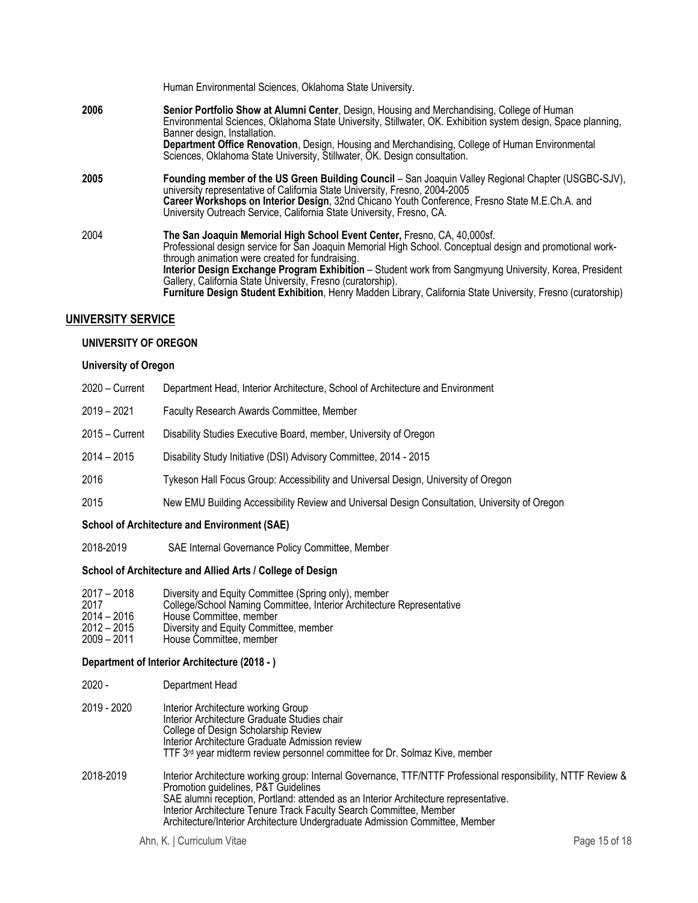Human Environmental Sciences, Oklahoma State University.

**2006** **Senior Portfolio Show at Alumni Center**, Design, Housing and Merchandising, College of Human Environmental Sciences, Oklahoma State University, Stillwater, OK. Exhibition system design, Space planning, Banner design, Installation.
**Department Office Renovation**, Design, Housing and Merchandising, College of Human Environmental Sciences, Oklahoma State University, Stillwater, OK. Design consultation.

**2005** **Founding member of the US Green Building Council** – San Joaquin Valley Regional Chapter (USGBC-SJV), university representative of California State University, Fresno, 2004-2005
**Career Workshops on Interior Design**, 32nd Chicano Youth Conference, Fresno State M.E.Ch.A. and University Outreach Service, California State University, Fresno, CA.

2004 **The San Joaquin Memorial High School Event Center,** Fresno, CA, 40,000sf.
Professional design service for San Joaquin Memorial High School. Conceptual design and promotional work-through animation were created for fundraising.
**Interior Design Exchange Program Exhibition** – Student work from Sangmyung University, Korea, President Gallery, California State University, Fresno (curatorship).
**Furniture Design Student Exhibition**, Henry Madden Library, California State University, Fresno (curatorship)

## UNIVERSITY SERVICE

### UNIVERSITY OF OREGON

#### University of Oregon

2020 – Current Department Head, Interior Architecture, School of Architecture and Environment

2019 – 2021 Faculty Research Awards Committee, Member

2015 – Current Disability Studies Executive Board, member, University of Oregon

2014 – 2015 Disability Study Initiative (DSI) Advisory Committee, 2014 - 2015

2016 Tykeson Hall Focus Group: Accessibility and Universal Design, University of Oregon

2015 New EMU Building Accessibility Review and Universal Design Consultation, University of Oregon

#### School of Architecture and Environment (SAE)

2018-2019 SAE Internal Governance Policy Committee, Member

#### School of Architecture and Allied Arts / College of Design

2017 – 2018 Diversity and Equity Committee (Spring only), member
2017 College/School Naming Committee, Interior Architecture Representative
2014 – 2016 House Committee, member
2012 – 2015 Diversity and Equity Committee, member
2009 – 2011 House Committee, member

#### Department of Interior Architecture (2018 - )

2020 - Department Head

2019 - 2020 Interior Architecture working Group
Interior Architecture Graduate Studies chair
College of Design Scholarship Review
Interior Architecture Graduate Admission review
TTF 3rd year midterm review personnel committee for Dr. Solmaz Kive, member

2018-2019 Interior Architecture working group: Internal Governance, TTF/NTTF Professional responsibility, NTTF Review & Promotion guidelines, P&T Guidelines
SAE alumni reception, Portland: attended as an Interior Architecture representative.
Interior Architecture Tenure Track Faculty Search Committee, Member
Architecture/Interior Architecture Undergraduate Admission Committee, Member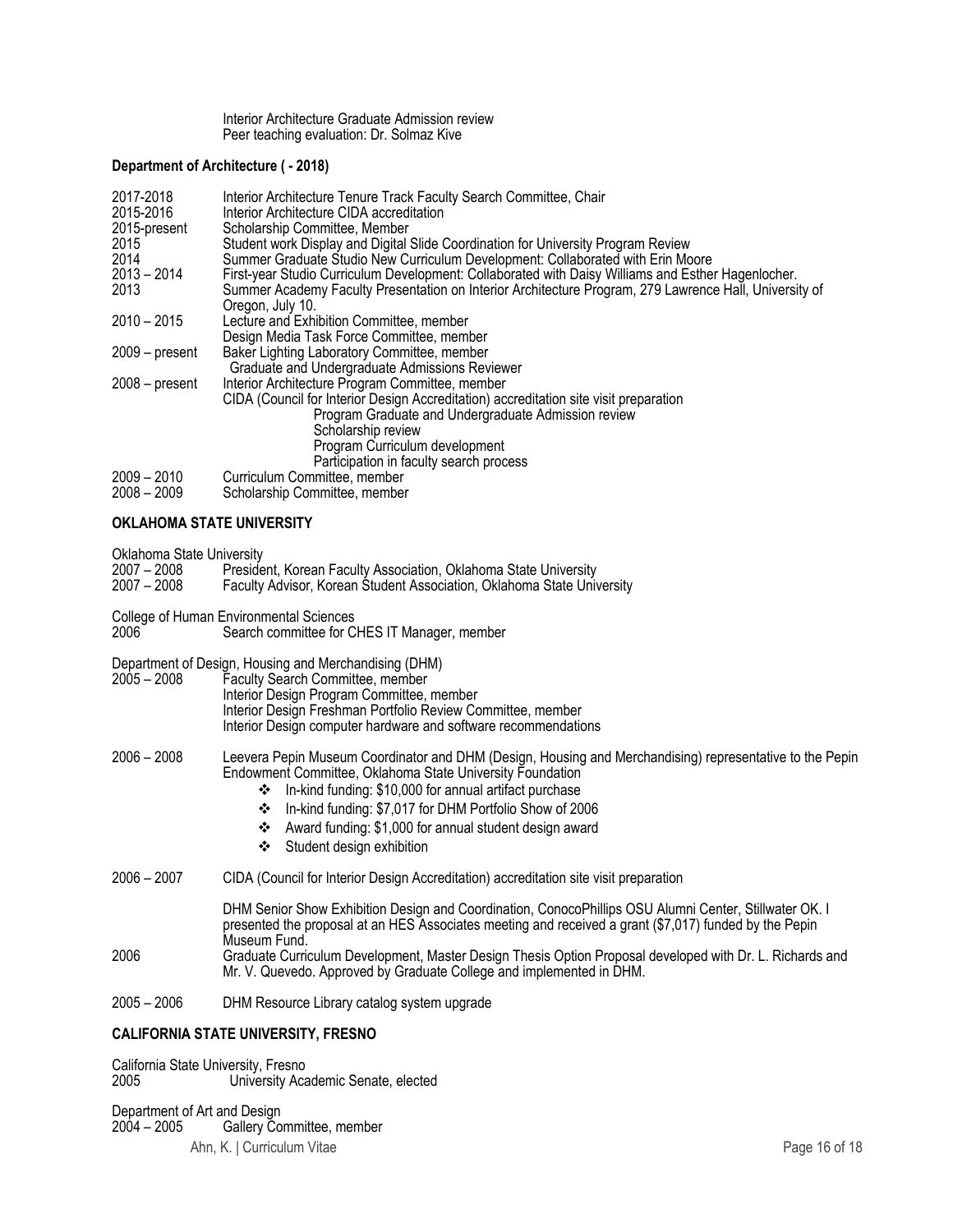Interior Architecture Graduate Admission review
Peer teaching evaluation: Dr. Solmaz Kive

**Department of Architecture ( - 2018)**

2017-2018 Interior Architecture Tenure Track Faculty Search Committee, Chair
2015-2016 Interior Architecture CIDA accreditation
2015-present Scholarship Committee, Member
2015 Student work Display and Digital Slide Coordination for University Program Review
2014 Summer Graduate Studio New Curriculum Development: Collaborated with Erin Moore
2013 – 2014 First-year Studio Curriculum Development: Collaborated with Daisy Williams and Esther Hagenlocher.
2013 Summer Academy Faculty Presentation on Interior Architecture Program, 279 Lawrence Hall, University of Oregon, July 10.
2010 – 2015 Lecture and Exhibition Committee, member
Design Media Task Force Committee, member
2009 – present Baker Lighting Laboratory Committee, member
Graduate and Undergraduate Admissions Reviewer
2008 – present Interior Architecture Program Committee, member
CIDA (Council for Interior Design Accreditation) accreditation site visit preparation
Program Graduate and Undergraduate Admission review
Scholarship review
Program Curriculum development
Participation in faculty search process
2009 – 2010 Curriculum Committee, member
2008 – 2009 Scholarship Committee, member

**OKLAHOMA STATE UNIVERSITY**

Oklahoma State University
2007 – 2008 President, Korean Faculty Association, Oklahoma State University
2007 – 2008 Faculty Advisor, Korean Student Association, Oklahoma State University

College of Human Environmental Sciences
2006 Search committee for CHES IT Manager, member

Department of Design, Housing and Merchandising (DHM)
2005 – 2008 Faculty Search Committee, member
Interior Design Program Committee, member
Interior Design Freshman Portfolio Review Committee, member
Interior Design computer hardware and software recommendations

2006 – 2008 Leevera Pepin Museum Coordinator and DHM (Design, Housing and Merchandising) representative to the Pepin Endowment Committee, Oklahoma State University Foundation
- In-kind funding: $10,000 for annual artifact purchase
- In-kind funding: $7,017 for DHM Portfolio Show of 2006
- Award funding: $1,000 for annual student design award
- Student design exhibition

2006 – 2007 CIDA (Council for Interior Design Accreditation) accreditation site visit preparation

DHM Senior Show Exhibition Design and Coordination, ConocoPhillips OSU Alumni Center, Stillwater OK. I presented the proposal at an HES Associates meeting and received a grant ($7,017) funded by the Pepin Museum Fund.
2006 Graduate Curriculum Development, Master Design Thesis Option Proposal developed with Dr. L. Richards and Mr. V. Quevedo. Approved by Graduate College and implemented in DHM.

2005 – 2006 DHM Resource Library catalog system upgrade

**CALIFORNIA STATE UNIVERSITY, FRESNO**

California State University, Fresno
2005 University Academic Senate, elected

Department of Art and Design
2004 – 2005 Gallery Committee, member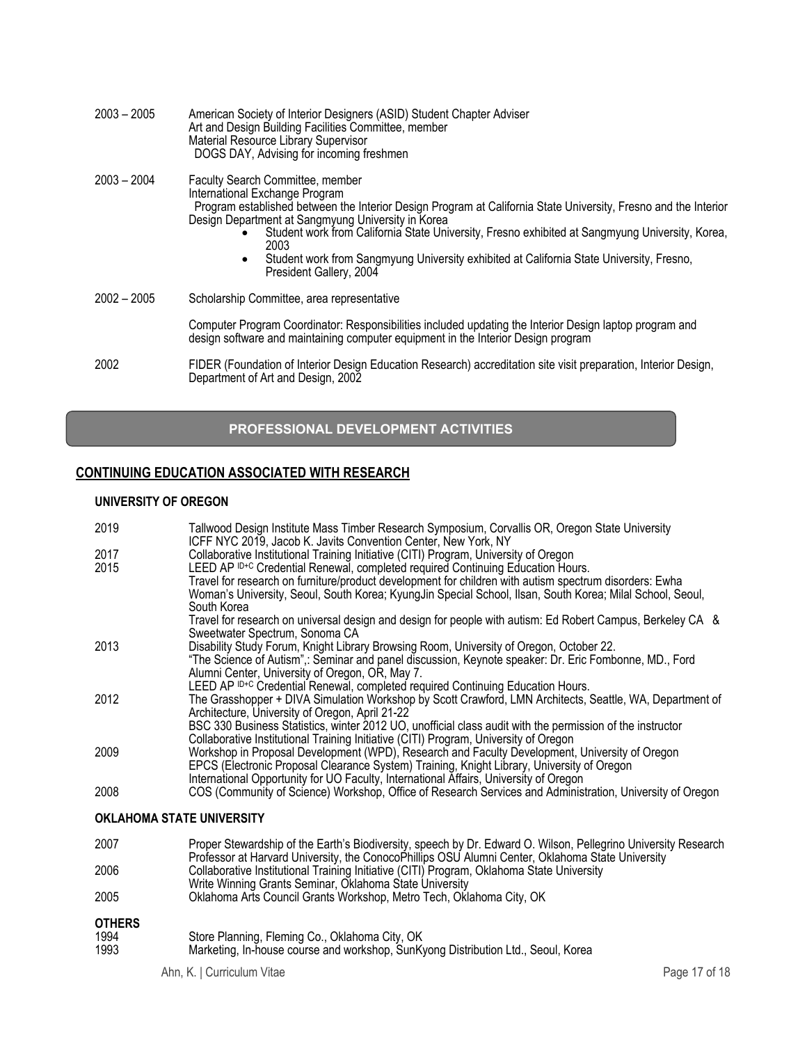2003 – 2005 American Society of Interior Designers (ASID) Student Chapter Adviser
Art and Design Building Facilities Committee, member
Material Resource Library Supervisor
DOGS DAY, Advising for incoming freshmen

2003 – 2004 Faculty Search Committee, member
International Exchange Program
Program established between the Interior Design Program at California State University, Fresno and the Interior Design Department at Sangmyung University in Korea

- Student work from California State University, Fresno exhibited at Sangmyung University, Korea, 2003
- Student work from Sangmyung University exhibited at California State University, Fresno, President Gallery, 2004

2002 – 2005 Scholarship Committee, area representative

Computer Program Coordinator: Responsibilities included updating the Interior Design laptop program and design software and maintaining computer equipment in the Interior Design program

2002 FIDER (Foundation of Interior Design Education Research) accreditation site visit preparation, Interior Design, Department of Art and Design, 2002

## PROFESSIONAL DEVELOPMENT ACTIVITIES

### CONTINUING EDUCATION ASSOCIATED WITH RESEARCH

#### UNIVERSITY OF OREGON

2019 Tallwood Design Institute Mass Timber Research Symposium, Corvallis OR, Oregon State University
ICFF NYC 2019, Jacob K. Javits Convention Center, New York, NY

2017 Collaborative Institutional Training Initiative (CITI) Program, University of Oregon

2015 LEED AP ID+C Credential Renewal, completed required Continuing Education Hours.
Travel for research on furniture/product development for children with autism spectrum disorders: Ewha Woman's University, Seoul, South Korea; KyungJin Special School, Ilsan, South Korea; Milal School, Seoul, South Korea
Travel for research on universal design and design for people with autism: Ed Robert Campus, Berkeley CA & Sweetwater Spectrum, Sonoma CA

2013 Disability Study Forum, Knight Library Browsing Room, University of Oregon, October 22.
"The Science of Autism",: Seminar and panel discussion, Keynote speaker: Dr. Eric Fombonne, MD., Ford Alumni Center, University of Oregon, OR, May 7.
LEED AP ID+C Credential Renewal, completed required Continuing Education Hours.

2012 The Grasshopper + DIVA Simulation Workshop by Scott Crawford, LMN Architects, Seattle, WA, Department of Architecture, University of Oregon, April 21-22
BSC 330 Business Statistics, winter 2012 UO, unofficial class audit with the permission of the instructor
Collaborative Institutional Training Initiative (CITI) Program, University of Oregon

2009 Workshop in Proposal Development (WPD), Research and Faculty Development, University of Oregon
EPCS (Electronic Proposal Clearance System) Training, Knight Library, University of Oregon
International Opportunity for UO Faculty, International Affairs, University of Oregon

2008 COS (Community of Science) Workshop, Office of Research Services and Administration, University of Oregon

#### OKLAHOMA STATE UNIVERSITY

2007 Proper Stewardship of the Earth's Biodiversity, speech by Dr. Edward O. Wilson, Pellegrino University Research Professor at Harvard University, the ConocoPhillips OSU Alumni Center, Oklahoma State University

2006 Collaborative Institutional Training Initiative (CITI) Program, Oklahoma State University
Write Winning Grants Seminar, Oklahoma State University

2005 Oklahoma Arts Council Grants Workshop, Metro Tech, Oklahoma City, OK

#### OTHERS

1994 Store Planning, Fleming Co., Oklahoma City, OK

1993 Marketing, In-house course and workshop, SunKyong Distribution Ltd., Seoul, Korea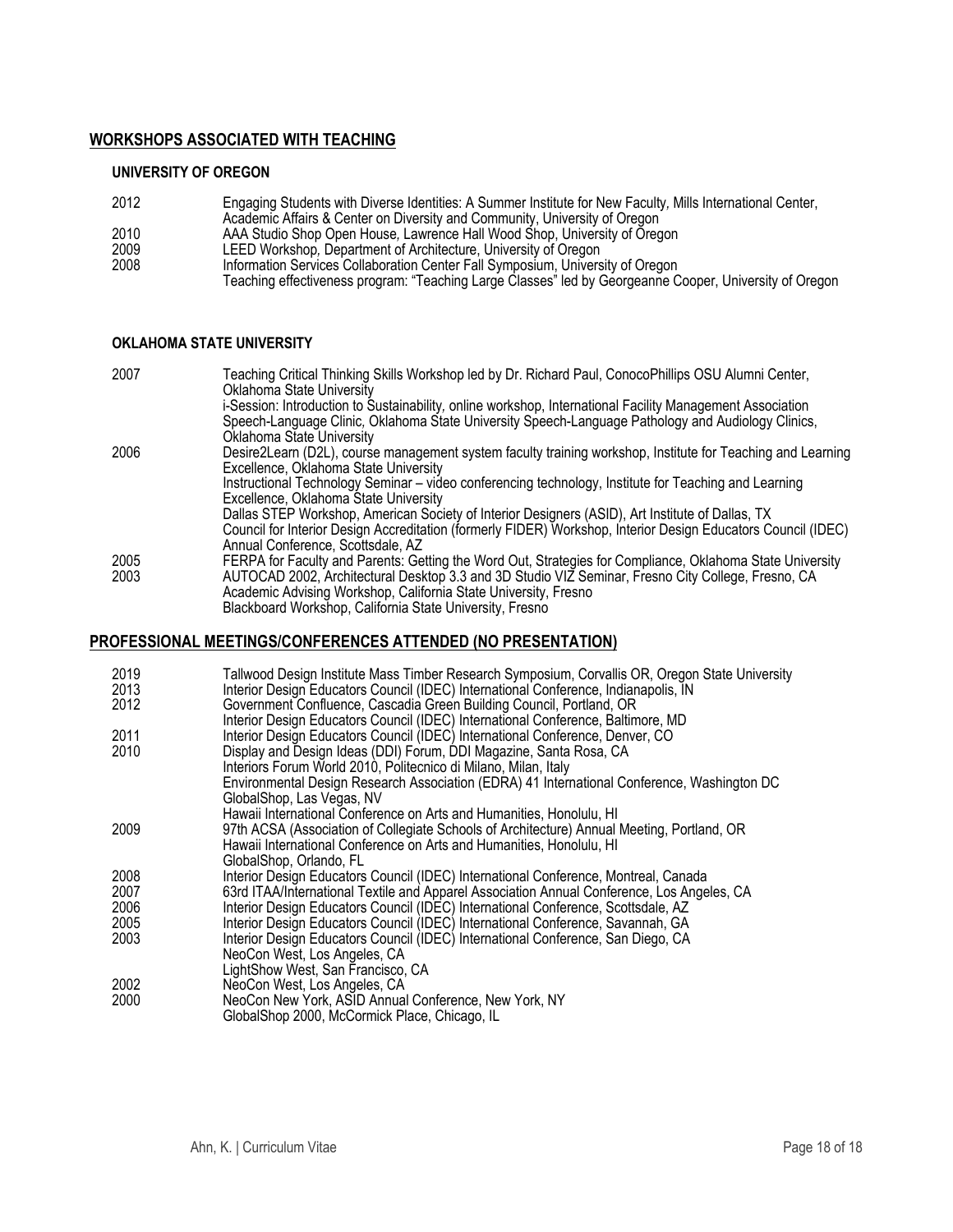## WORKSHOPS ASSOCIATED WITH TEACHING

### UNIVERSITY OF OREGON

| | |
|---|---|
| 2012 | Engaging Students with Diverse Identities: A Summer Institute for New Faculty, Mills International Center, Academic Affairs & Center on Diversity and Community, University of Oregon |
| 2010 | AAA Studio Shop Open House, Lawrence Hall Wood Shop, University of Oregon |
| 2009 | LEED Workshop, Department of Architecture, University of Oregon |
| 2008 | Information Services Collaboration Center Fall Symposium, University of Oregon |
| | Teaching effectiveness program: "Teaching Large Classes" led by Georgeanne Cooper, University of Oregon |

### OKLAHOMA STATE UNIVERSITY

| | |
|---|---|
| 2007 | Teaching Critical Thinking Skills Workshop led by Dr. Richard Paul, ConocoPhillips OSU Alumni Center, Oklahoma State University |
| | i-Session: Introduction to Sustainability, online workshop, International Facility Management Association |
| | Speech-Language Clinic, Oklahoma State University Speech-Language Pathology and Audiology Clinics, Oklahoma State University |
| 2006 | Desire2Learn (D2L), course management system faculty training workshop, Institute for Teaching and Learning Excellence, Oklahoma State University |
| | Instructional Technology Seminar – video conferencing technology, Institute for Teaching and Learning Excellence, Oklahoma State University |
| | Dallas STEP Workshop, American Society of Interior Designers (ASID), Art Institute of Dallas, TX |
| | Council for Interior Design Accreditation (formerly FIDER) Workshop, Interior Design Educators Council (IDEC) Annual Conference, Scottsdale, AZ |
| 2005 | FERPA for Faculty and Parents: Getting the Word Out, Strategies for Compliance, Oklahoma State University |
| 2003 | AUTOCAD 2002, Architectural Desktop 3.3 and 3D Studio VIZ Seminar, Fresno City College, Fresno, CA |
| | Academic Advising Workshop, California State University, Fresno |
| | Blackboard Workshop, California State University, Fresno |

## PROFESSIONAL MEETINGS/CONFERENCES ATTENDED (NO PRESENTATION)

| | |
|---|---|
| 2019 | Tallwood Design Institute Mass Timber Research Symposium, Corvallis OR, Oregon State University |
| 2013 | Interior Design Educators Council (IDEC) International Conference, Indianapolis, IN |
| 2012 | Government Confluence, Cascadia Green Building Council, Portland, OR |
| | Interior Design Educators Council (IDEC) International Conference, Baltimore, MD |
| 2011 | Interior Design Educators Council (IDEC) International Conference, Denver, CO |
| 2010 | Display and Design Ideas (DDI) Forum, DDI Magazine, Santa Rosa, CA |
| | Interiors Forum World 2010, Politecnico di Milano, Milan, Italy |
| | Environmental Design Research Association (EDRA) 41 International Conference, Washington DC |
| | GlobalShop, Las Vegas, NV |
| | Hawaii International Conference on Arts and Humanities, Honolulu, HI |
| 2009 | 97th ACSA (Association of Collegiate Schools of Architecture) Annual Meeting, Portland, OR |
| | Hawaii International Conference on Arts and Humanities, Honolulu, HI |
| | GlobalShop, Orlando, FL |
| 2008 | Interior Design Educators Council (IDEC) International Conference, Montreal, Canada |
| 2007 | 63rd ITAA/International Textile and Apparel Association Annual Conference, Los Angeles, CA |
| 2006 | Interior Design Educators Council (IDEC) International Conference, Scottsdale, AZ |
| 2005 | Interior Design Educators Council (IDEC) International Conference, Savannah, GA |
| 2003 | Interior Design Educators Council (IDEC) International Conference, San Diego, CA |
| | NeoCon West, Los Angeles, CA |
| | LightShow West, San Francisco, CA |
| 2002 | NeoCon West, Los Angeles, CA |
| 2000 | NeoCon New York, ASID Annual Conference, New York, NY |
| | GlobalShop 2000, McCormick Place, Chicago, IL |